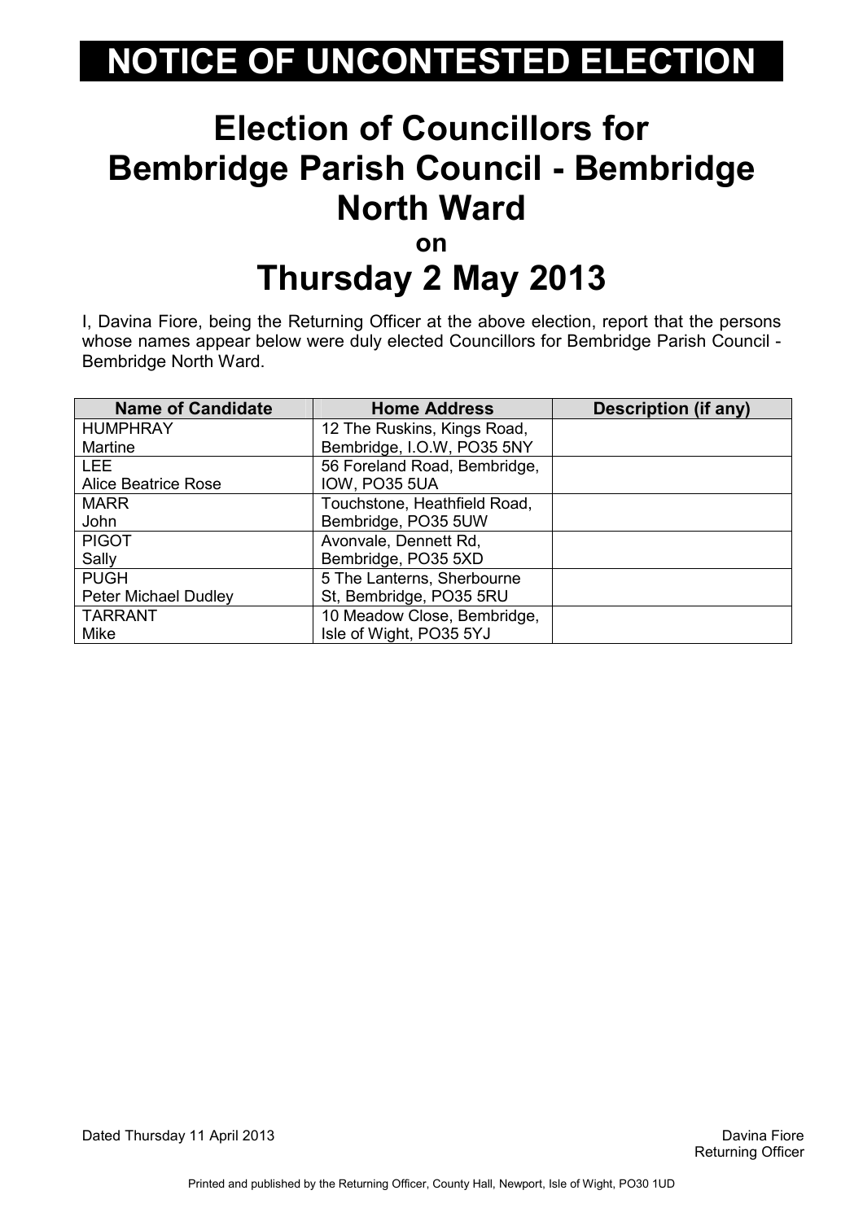# NOTICE OF UNCONTESTED ELECTION

## Election of Councillors for Bembridge Parish Council - Bembridge North Ward

**on**

## Thursday 2 May 2013

I, Davina Fiore, being the Returning Officer at the above election, report that the persons whose names appear below were duly elected Councillors for Bembridge Parish Council - Bembridge North Ward.

| Name of Candidate | Home Address | Description (if any) |
|---|---|---|
| HUMPHRAY Martine | 12 The Ruskins, Kings Road, Bembridge, I.O.W, PO35 5NY | |
| LEE Alice Beatrice Rose | 56 Foreland Road, Bembridge, IOW, PO35 5UA | |
| MARR John | Touchstone, Heathfield Road, Bembridge, PO35 5UW | |
| PIGOT Sally | Avonvale, Dennett Rd, Bembridge, PO35 5XD | |
| PUGH Peter Michael Dudley | 5 The Lanterns, Sherbourne St, Bembridge, PO35 5RU | |
| TARRANT Mike | 10 Meadow Close, Bembridge, Isle of Wight, PO35 5YJ | |

Dated Thursday 11 April 2013

Davina Fiore
Returning Officer

Printed and published by the Returning Officer, County Hall, Newport, Isle of Wight, PO30 1UD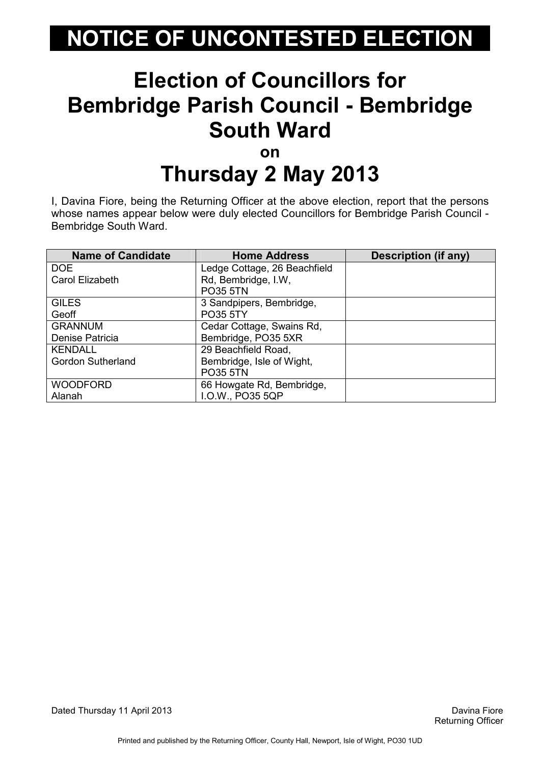# NOTICE OF UNCONTESTED ELECTION

## Election of Councillors for Bembridge Parish Council - Bembridge South Ward

**on**

## Thursday 2 May 2013

I, Davina Fiore, being the Returning Officer at the above election, report that the persons whose names appear below were duly elected Councillors for Bembridge Parish Council - Bembridge South Ward.

| Name of Candidate | Home Address | Description (if any) |
|---|---|---|
| DOE<br>Carol Elizabeth | Ledge Cottage, 26 Beachfield Rd, Bembridge, I.W, PO35 5TN | |
| GILES<br>Geoff | 3 Sandpipers, Bembridge, PO35 5TY | |
| GRANNUM<br>Denise Patricia | Cedar Cottage, Swains Rd, Bembridge, PO35 5XR | |
| KENDALL<br>Gordon Sutherland | 29 Beachfield Road, Bembridge, Isle of Wight, PO35 5TN | |
| WOODFORD<br>Alanah | 66 Howgate Rd, Bembridge, I.O.W., PO35 5QP | |

Dated Thursday 11 April 2013

Davina Fiore
Returning Officer

Printed and published by the Returning Officer, County Hall, Newport, Isle of Wight, PO30 1UD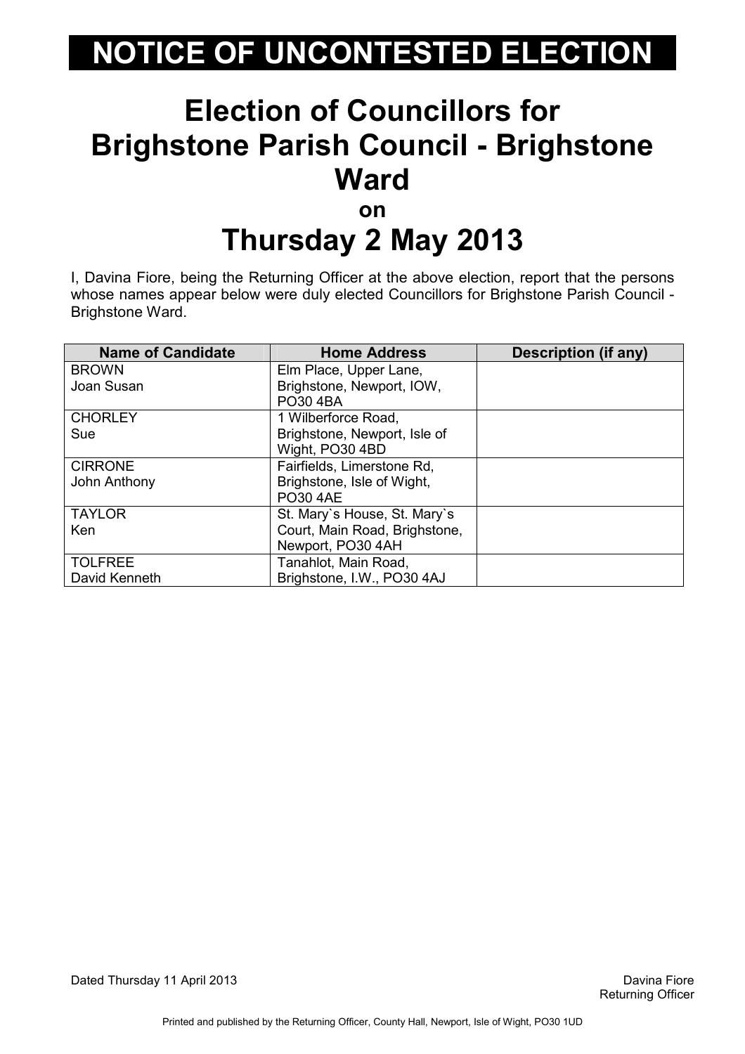# NOTICE OF UNCONTESTED ELECTION

# Election of Councillors for Brighstone Parish Council - Brighstone Ward

## on

# Thursday 2 May 2013

I, Davina Fiore, being the Returning Officer at the above election, report that the persons whose names appear below were duly elected Councillors for Brighstone Parish Council - Brighstone Ward.

| Name of Candidate | Home Address | Description (if any) |
|---|---|---|
| BROWN<br>Joan Susan | Elm Place, Upper Lane, Brighstone, Newport, IOW, PO30 4BA | |
| CHORLEY<br>Sue | 1 Wilberforce Road, Brighstone, Newport, Isle of Wight, PO30 4BD | |
| CIRRONE<br>John Anthony | Fairfields, Limerstone Rd, Brighstone, Isle of Wight, PO30 4AE | |
| TAYLOR<br>Ken | St. Mary`s House, St. Mary`s Court, Main Road, Brighstone, Newport, PO30 4AH | |
| TOLFREE<br>David Kenneth | Tanahlot, Main Road, Brighstone, I.W., PO30 4AJ | |

Dated Thursday 11 April 2013

Davina Fiore
Returning Officer

Printed and published by the Returning Officer, County Hall, Newport, Isle of Wight, PO30 1UD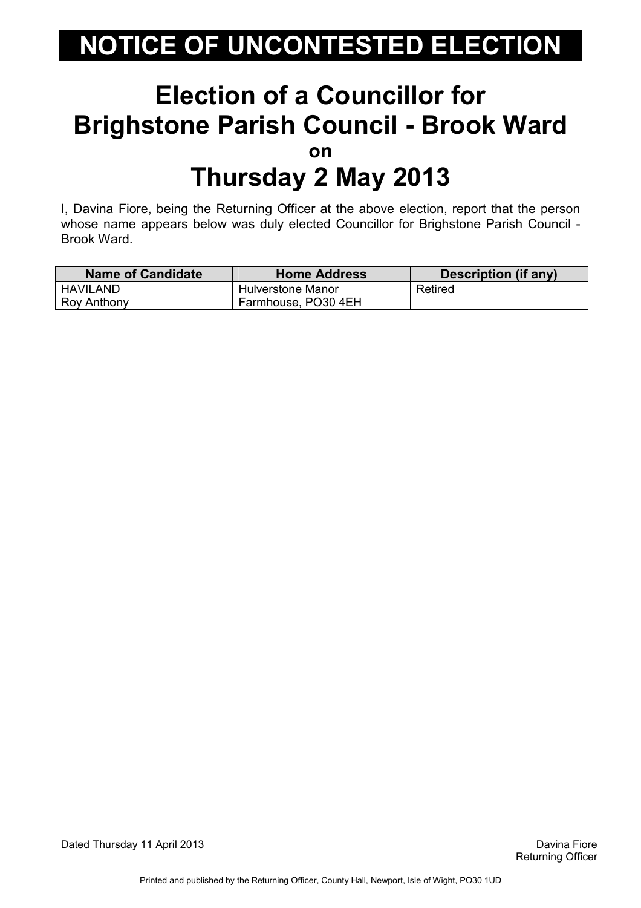# NOTICE OF UNCONTESTED ELECTION

## Election of a Councillor for Brighstone Parish Council - Brook Ward

**on**

## Thursday 2 May 2013

I, Davina Fiore, being the Returning Officer at the above election, report that the person whose name appears below was duly elected Councillor for Brighstone Parish Council - Brook Ward.

| Name of Candidate | Home Address | Description (if any) |
| --- | --- | --- |
| HAVILAND Roy Anthony | Hulverstone Manor Farmhouse, PO30 4EH | Retired |

Dated Thursday 11 April 2013

Davina Fiore
Returning Officer

Printed and published by the Returning Officer, County Hall, Newport, Isle of Wight, PO30 1UD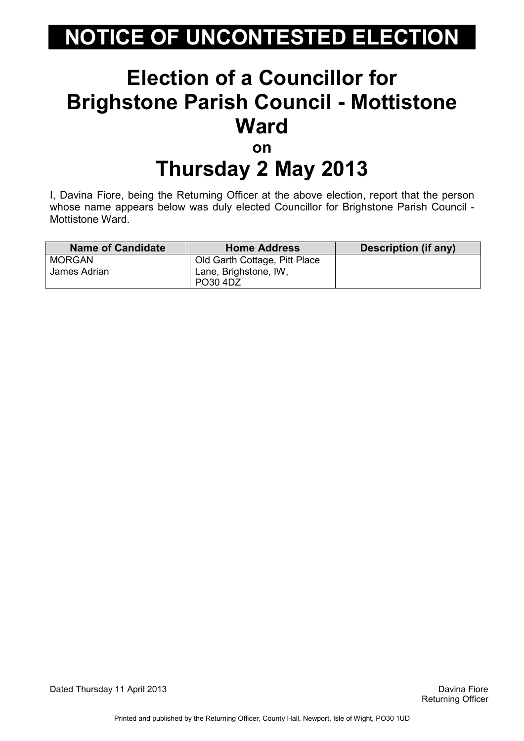# NOTICE OF UNCONTESTED ELECTION

## Election of a Councillor for Brighstone Parish Council - Mottistone Ward

**on**

## Thursday 2 May 2013

I, Davina Fiore, being the Returning Officer at the above election, report that the person whose name appears below was duly elected Councillor for Brighstone Parish Council - Mottistone Ward.

| Name of Candidate | Home Address | Description (if any) |
|---|---|---|
| MORGAN<br>James Adrian | Old Garth Cottage, Pitt Place Lane, Brighstone, IW, PO30 4DZ | |

Dated Thursday 11 April 2013

Davina Fiore
Returning Officer

Printed and published by the Returning Officer, County Hall, Newport, Isle of Wight, PO30 1UD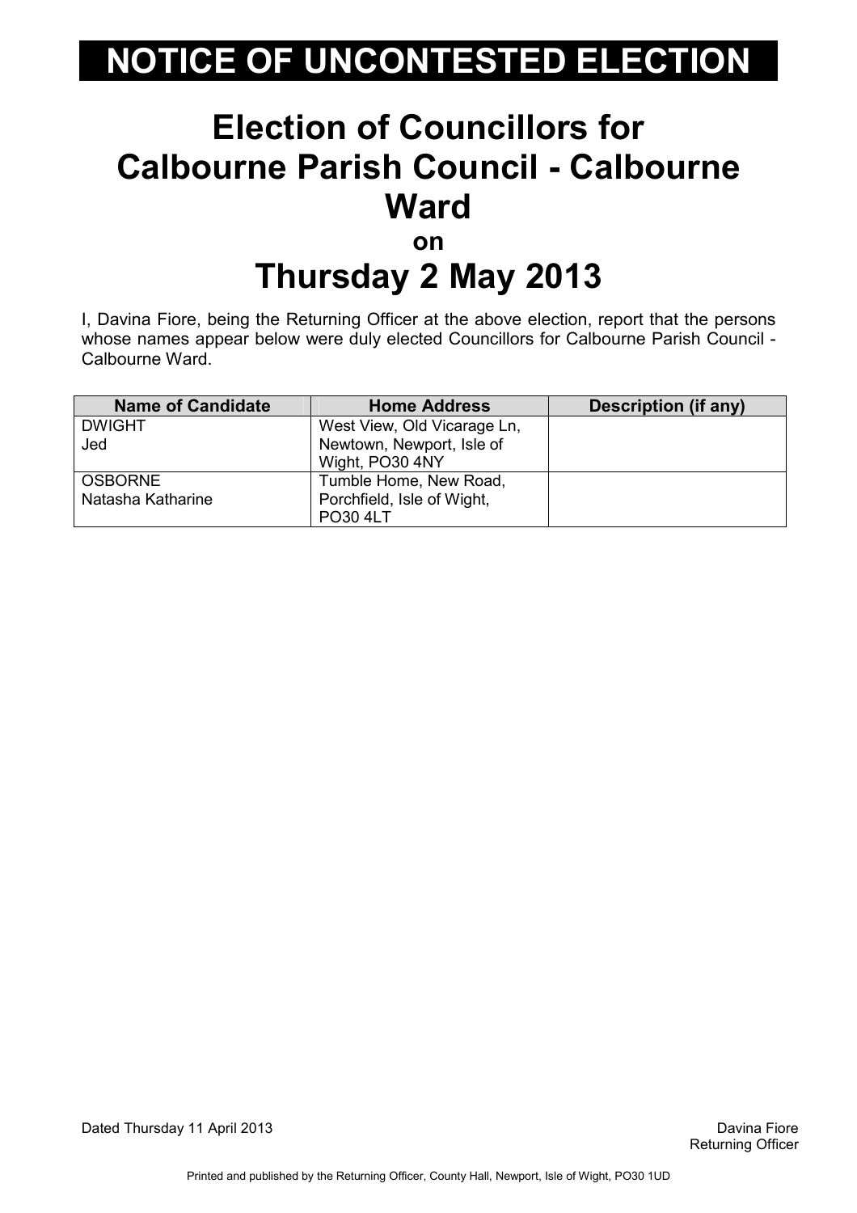# NOTICE OF UNCONTESTED ELECTION

## Election of Councillors for Calbourne Parish Council - Calbourne Ward

**on**

## Thursday 2 May 2013

I, Davina Fiore, being the Returning Officer at the above election, report that the persons whose names appear below were duly elected Councillors for Calbourne Parish Council - Calbourne Ward.

| Name of Candidate | Home Address | Description (if any) |
|---|---|---|
| DWIGHT<br>Jed | West View, Old Vicarage Ln, Newtown, Newport, Isle of Wight, PO30 4NY | |
| OSBORNE<br>Natasha Katharine | Tumble Home, New Road, Porchfield, Isle of Wight, PO30 4LT | |

Dated Thursday 11 April 2013

Davina Fiore
Returning Officer

Printed and published by the Returning Officer, County Hall, Newport, Isle of Wight, PO30 1UD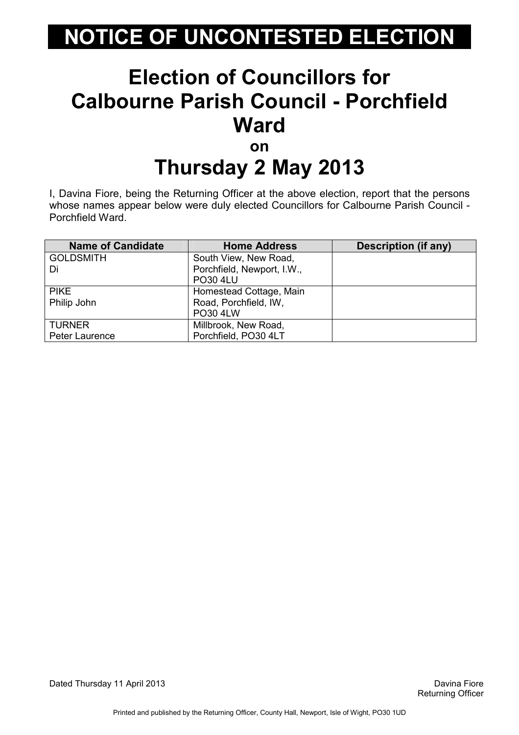# NOTICE OF UNCONTESTED ELECTION

# Election of Councillors for Calbourne Parish Council - Porchfield Ward

## on

# Thursday 2 May 2013

I, Davina Fiore, being the Returning Officer at the above election, report that the persons whose names appear below were duly elected Councillors for Calbourne Parish Council - Porchfield Ward.

| Name of Candidate | Home Address | Description (if any) |
|---|---|---|
| GOLDSMITH<br>Di | South View, New Road, Porchfield, Newport, I.W., PO30 4LU | |
| PIKE<br>Philip John | Homestead Cottage, Main Road, Porchfield, IW, PO30 4LW | |
| TURNER<br>Peter Laurence | Millbrook, New Road, Porchfield, PO30 4LT | |

Dated Thursday 11 April 2013

Davina Fiore
Returning Officer

Printed and published by the Returning Officer, County Hall, Newport, Isle of Wight, PO30 1UD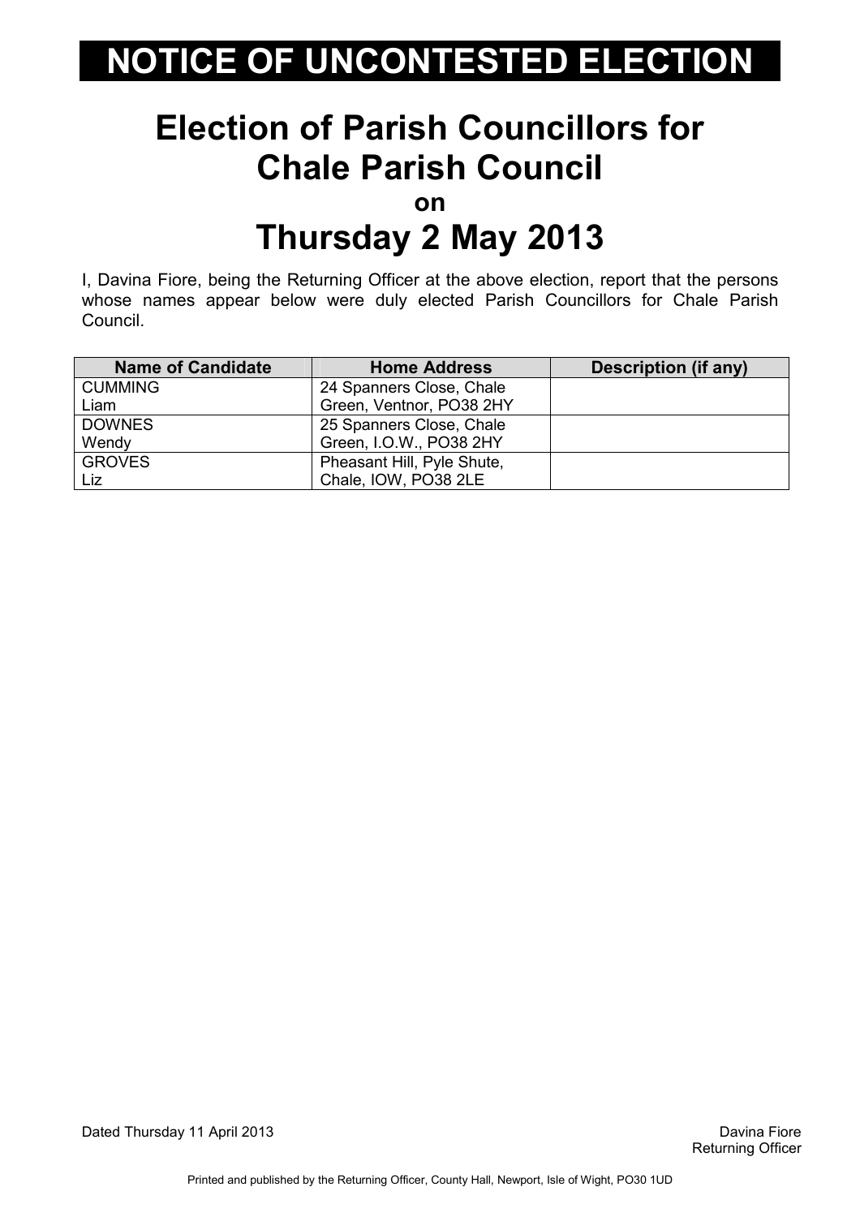# NOTICE OF UNCONTESTED ELECTION

## Election of Parish Councillors for Chale Parish Council

**on**

## Thursday 2 May 2013

I, Davina Fiore, being the Returning Officer at the above election, report that the persons whose names appear below were duly elected Parish Councillors for Chale Parish Council.

| Name of Candidate | Home Address | Description (if any) |
|---|---|---|
| CUMMING<br>Liam | 24 Spanners Close, Chale Green, Ventnor, PO38 2HY | |
| DOWNES<br>Wendy | 25 Spanners Close, Chale Green, I.O.W., PO38 2HY | |
| GROVES<br>Liz | Pheasant Hill, Pyle Shute, Chale, IOW, PO38 2LE | |

Dated Thursday 11 April 2013

Davina Fiore
Returning Officer

Printed and published by the Returning Officer, County Hall, Newport, Isle of Wight, PO30 1UD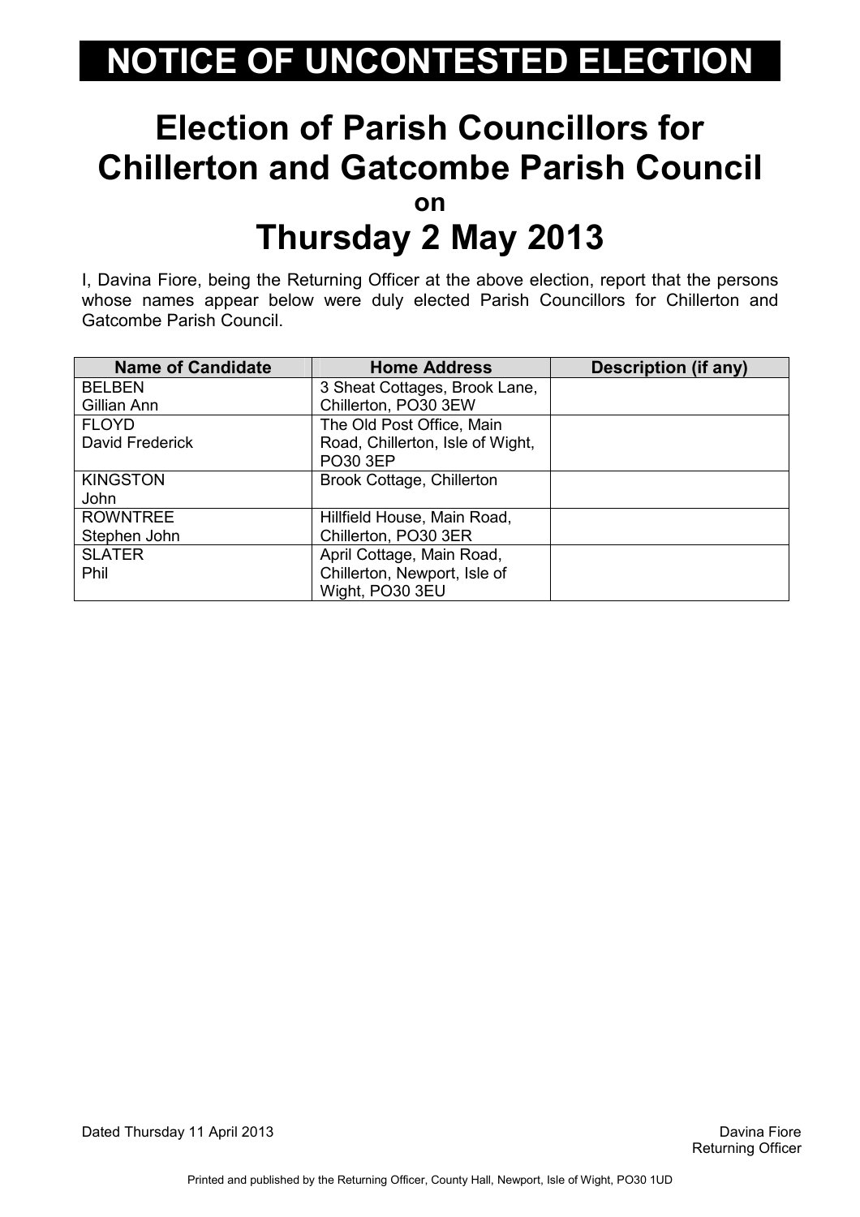# NOTICE OF UNCONTESTED ELECTION

## Election of Parish Councillors for Chillerton and Gatcombe Parish Council

on

## Thursday 2 May 2013

I, Davina Fiore, being the Returning Officer at the above election, report that the persons whose names appear below were duly elected Parish Councillors for Chillerton and Gatcombe Parish Council.

| Name of Candidate | Home Address | Description (if any) |
| --- | --- | --- |
| BELBEN<br>Gillian Ann | 3 Sheat Cottages, Brook Lane, Chillerton, PO30 3EW | |
| FLOYD<br>David Frederick | The Old Post Office, Main Road, Chillerton, Isle of Wight, PO30 3EP | |
| KINGSTON<br>John | Brook Cottage, Chillerton | |
| ROWNTREE<br>Stephen John | Hillfield House, Main Road, Chillerton, PO30 3ER | |
| SLATER<br>Phil | April Cottage, Main Road, Chillerton, Newport, Isle of Wight, PO30 3EU | |

Dated Thursday 11 April 2013

Davina Fiore
Returning Officer

Printed and published by the Returning Officer, County Hall, Newport, Isle of Wight, PO30 1UD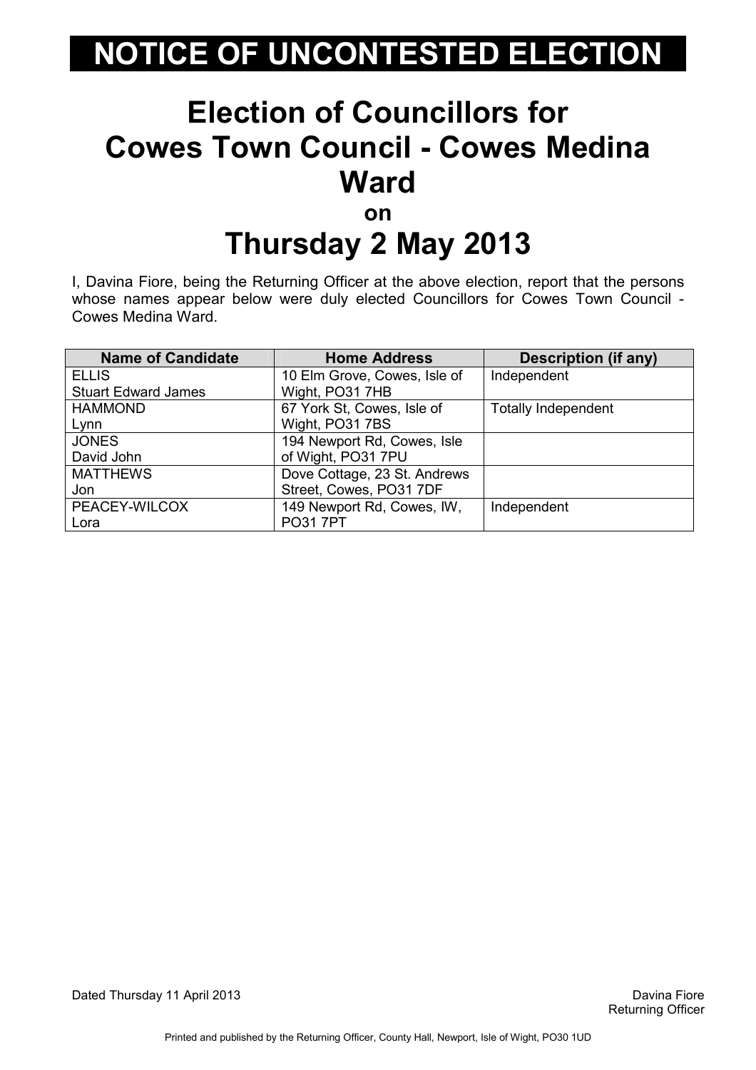# NOTICE OF UNCONTESTED ELECTION

## Election of Councillors for Cowes Town Council - Cowes Medina Ward

### on

## Thursday 2 May 2013

I, Davina Fiore, being the Returning Officer at the above election, report that the persons whose names appear below were duly elected Councillors for Cowes Town Council - Cowes Medina Ward.

| Name of Candidate | Home Address | Description (if any) |
|---|---|---|
| ELLIS<br>Stuart Edward James | 10 Elm Grove, Cowes, Isle of Wight, PO31 7HB | Independent |
| HAMMOND<br>Lynn | 67 York St, Cowes, Isle of Wight, PO31 7BS | Totally Independent |
| JONES<br>David John | 194 Newport Rd, Cowes, Isle of Wight, PO31 7PU | |
| MATTHEWS<br>Jon | Dove Cottage, 23 St. Andrews Street, Cowes, PO31 7DF | |
| PEACEY-WILCOX<br>Lora | 149 Newport Rd, Cowes, IW, PO31 7PT | Independent |

Dated Thursday 11 April 2013

Davina Fiore
Returning Officer

Printed and published by the Returning Officer, County Hall, Newport, Isle of Wight, PO30 1UD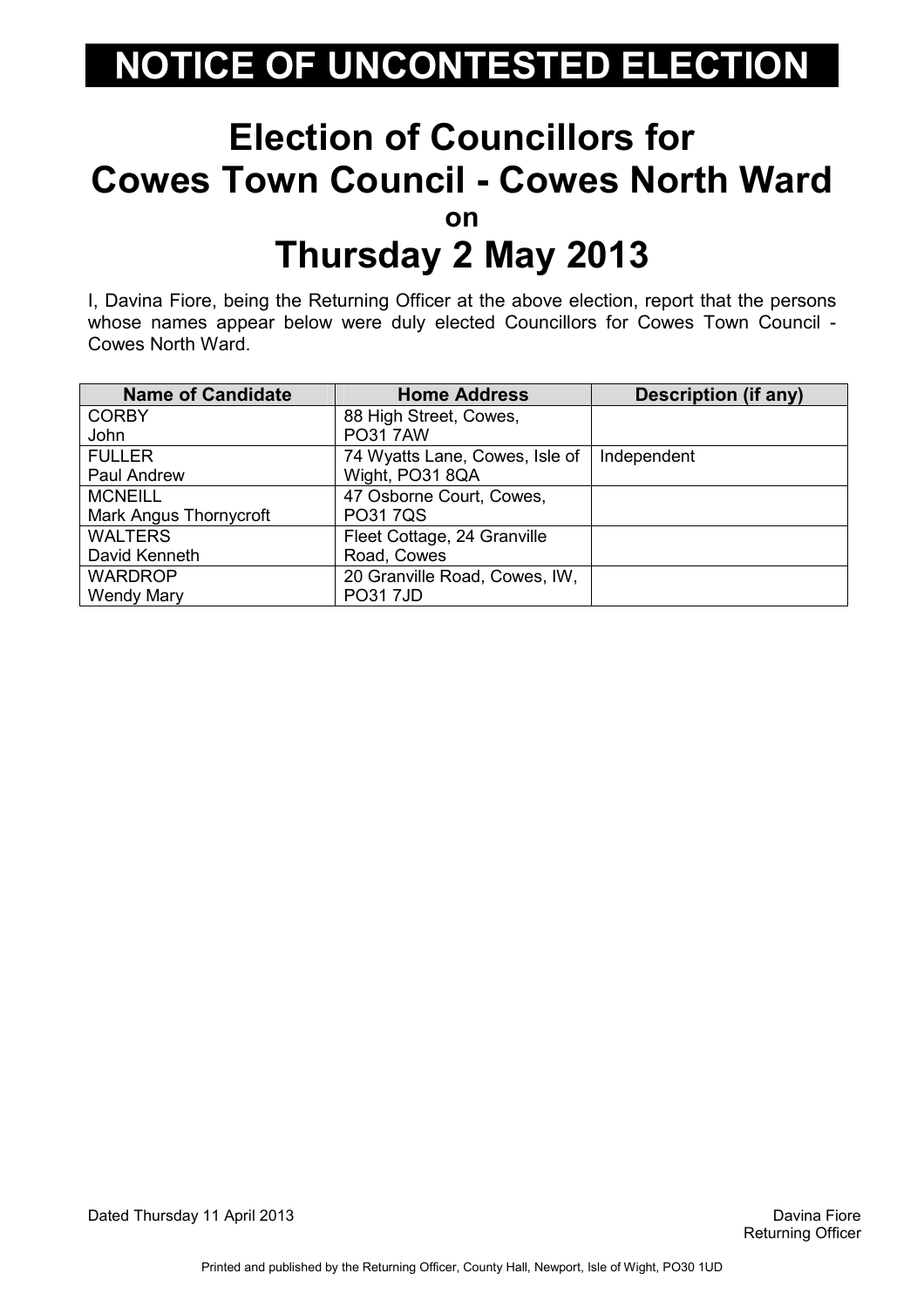# NOTICE OF UNCONTESTED ELECTION

## Election of Councillors for Cowes Town Council - Cowes North Ward

on

## Thursday 2 May 2013

I, Davina Fiore, being the Returning Officer at the above election, report that the persons whose names appear below were duly elected Councillors for Cowes Town Council - Cowes North Ward.

| Name of Candidate | Home Address | Description (if any) |
|---|---|---|
| CORBY<br>John | 88 High Street, Cowes, PO31 7AW | |
| FULLER<br>Paul Andrew | 74 Wyatts Lane, Cowes, Isle of Wight, PO31 8QA | Independent |
| MCNEILL<br>Mark Angus Thornycroft | 47 Osborne Court, Cowes, PO31 7QS | |
| WALTERS<br>David Kenneth | Fleet Cottage, 24 Granville Road, Cowes | |
| WARDROP<br>Wendy Mary | 20 Granville Road, Cowes, IW, PO31 7JD | |

Dated Thursday 11 April 2013

Davina Fiore
Returning Officer

Printed and published by the Returning Officer, County Hall, Newport, Isle of Wight, PO30 1UD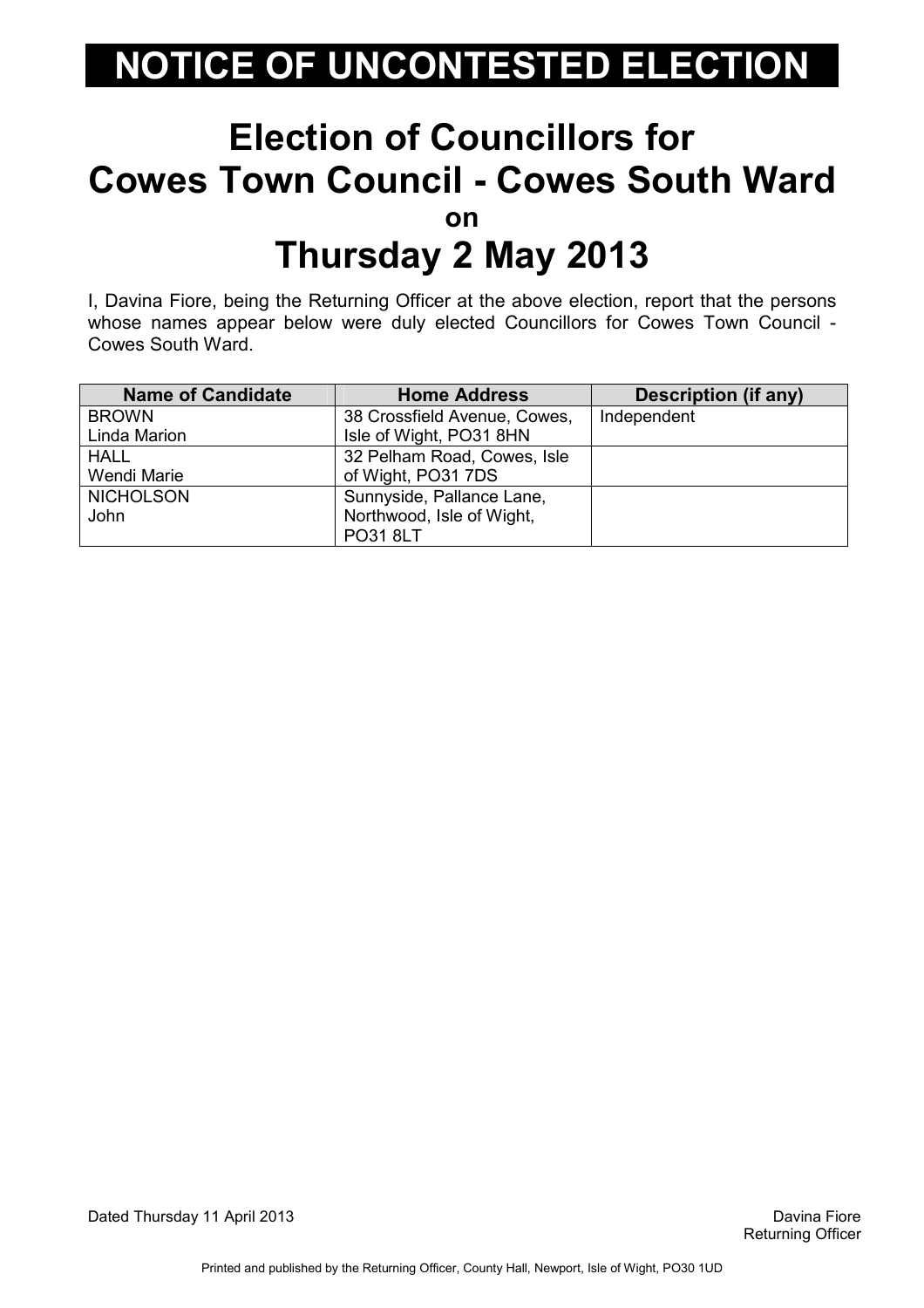# NOTICE OF UNCONTESTED ELECTION

## Election of Councillors for Cowes Town Council - Cowes South Ward

on

## Thursday 2 May 2013

I, Davina Fiore, being the Returning Officer at the above election, report that the persons whose names appear below were duly elected Councillors for Cowes Town Council - Cowes South Ward.

| Name of Candidate | Home Address | Description (if any) |
|---|---|---|
| BROWN<br>Linda Marion | 38 Crossfield Avenue, Cowes, Isle of Wight, PO31 8HN | Independent |
| HALL<br>Wendi Marie | 32 Pelham Road, Cowes, Isle of Wight, PO31 7DS | |
| NICHOLSON<br>John | Sunnyside, Pallance Lane, Northwood, Isle of Wight, PO31 8LT | |

Dated Thursday 11 April 2013

Davina Fiore
Returning Officer

Printed and published by the Returning Officer, County Hall, Newport, Isle of Wight, PO30 1UD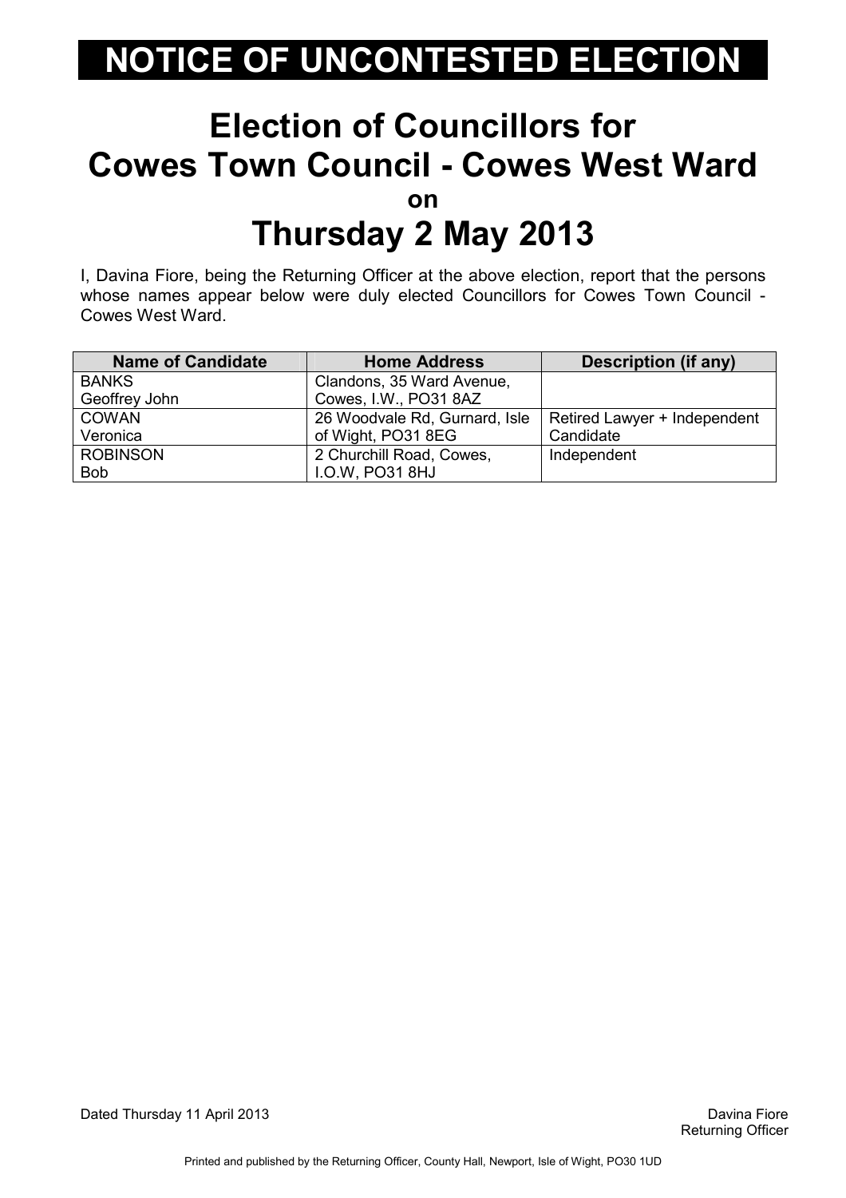# NOTICE OF UNCONTESTED ELECTION

## Election of Councillors for Cowes Town Council - Cowes West Ward

**on**

## Thursday 2 May 2013

I, Davina Fiore, being the Returning Officer at the above election, report that the persons whose names appear below were duly elected Councillors for Cowes Town Council - Cowes West Ward.

| Name of Candidate | Home Address | Description (if any) |
|---|---|---|
| BANKS<br>Geoffrey John | Clandons, 35 Ward Avenue, Cowes, I.W., PO31 8AZ | |
| COWAN<br>Veronica | 26 Woodvale Rd, Gurnard, Isle of Wight, PO31 8EG | Retired Lawyer + Independent Candidate |
| ROBINSON<br>Bob | 2 Churchill Road, Cowes, I.O.W, PO31 8HJ | Independent |

Dated Thursday 11 April 2013

Davina Fiore
Returning Officer

Printed and published by the Returning Officer, County Hall, Newport, Isle of Wight, PO30 1UD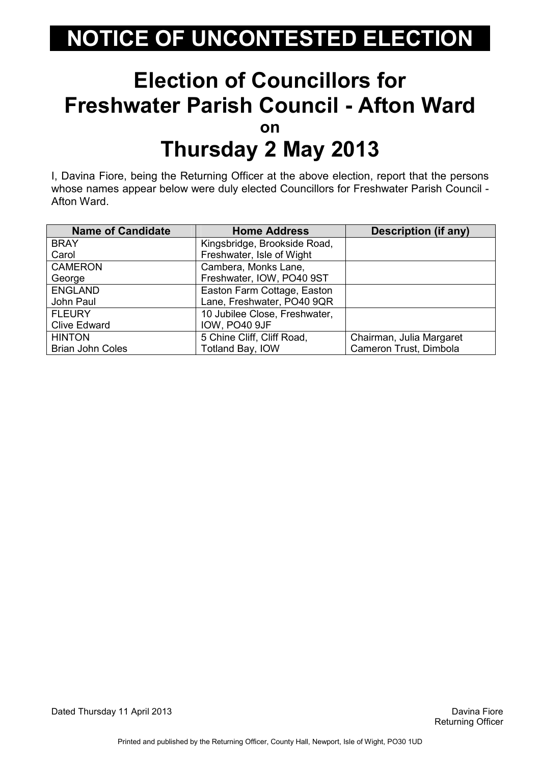# NOTICE OF UNCONTESTED ELECTION

## Election of Councillors for Freshwater Parish Council - Afton Ward

**on**

## Thursday 2 May 2013

I, Davina Fiore, being the Returning Officer at the above election, report that the persons whose names appear below were duly elected Councillors for Freshwater Parish Council - Afton Ward.

| Name of Candidate | Home Address | Description (if any) |
|---|---|---|
| BRAY<br>Carol | Kingsbridge, Brookside Road, Freshwater, Isle of Wight | |
| CAMERON<br>George | Cambera, Monks Lane, Freshwater, IOW, PO40 9ST | |
| ENGLAND<br>John Paul | Easton Farm Cottage, Easton Lane, Freshwater, PO40 9QR | |
| FLEURY<br>Clive Edward | 10 Jubilee Close, Freshwater, IOW, PO40 9JF | |
| HINTON<br>Brian John Coles | 5 Chine Cliff, Cliff Road, Totland Bay, IOW | Chairman, Julia Margaret Cameron Trust, Dimbola |

Dated Thursday 11 April 2013

Davina Fiore
Returning Officer

Printed and published by the Returning Officer, County Hall, Newport, Isle of Wight, PO30 1UD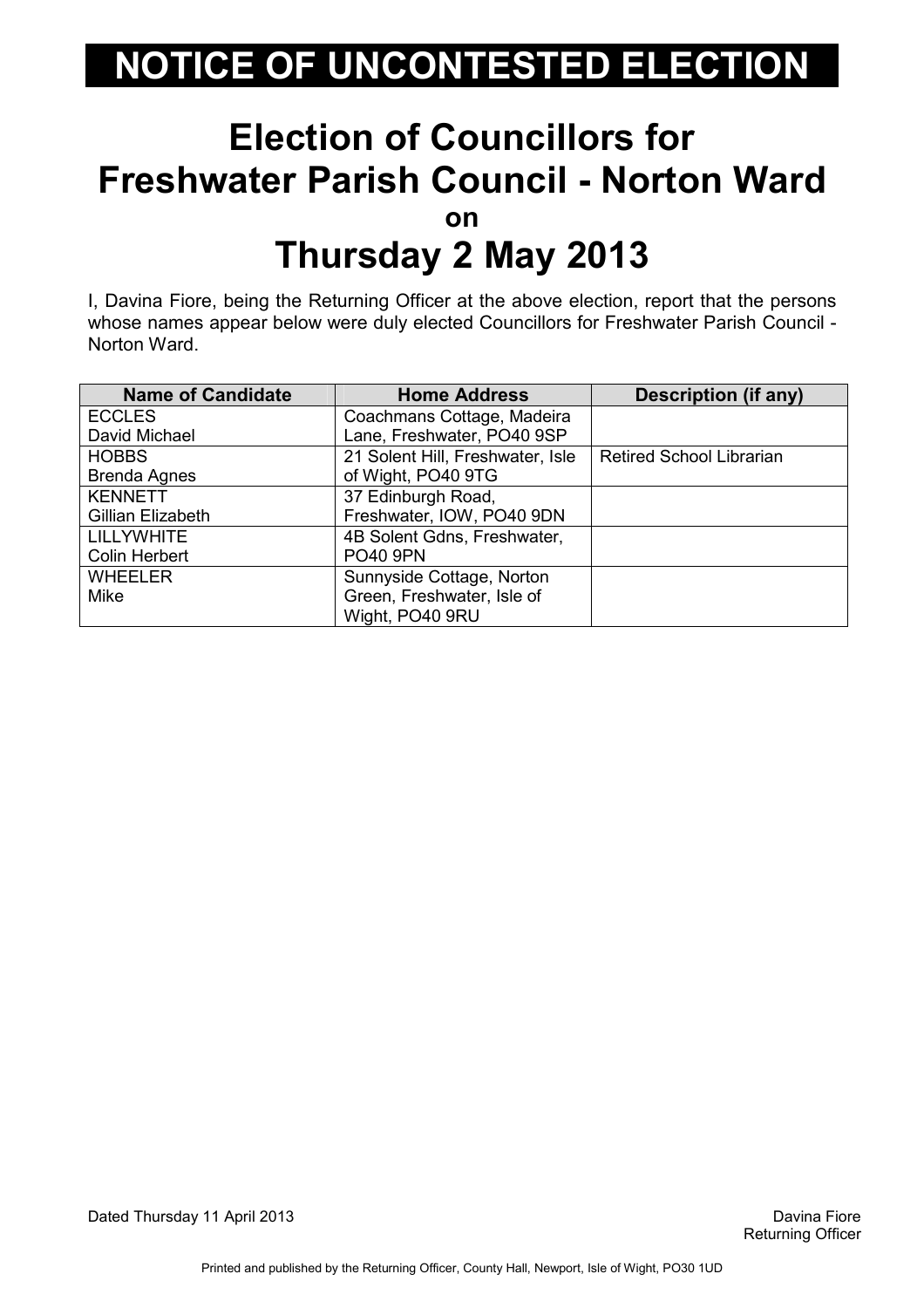# NOTICE OF UNCONTESTED ELECTION

## Election of Councillors for Freshwater Parish Council - Norton Ward

**on**

## Thursday 2 May 2013

I, Davina Fiore, being the Returning Officer at the above election, report that the persons whose names appear below were duly elected Councillors for Freshwater Parish Council - Norton Ward.

| Name of Candidate | Home Address | Description (if any) |
|---|---|---|
| ECCLES<br>David Michael | Coachmans Cottage, Madeira Lane, Freshwater, PO40 9SP | |
| HOBBS<br>Brenda Agnes | 21 Solent Hill, Freshwater, Isle of Wight, PO40 9TG | Retired School Librarian |
| KENNETT<br>Gillian Elizabeth | 37 Edinburgh Road, Freshwater, IOW, PO40 9DN | |
| LILLYWHITE<br>Colin Herbert | 4B Solent Gdns, Freshwater, PO40 9PN | |
| WHEELER<br>Mike | Sunnyside Cottage, Norton Green, Freshwater, Isle of Wight, PO40 9RU | |

Dated Thursday 11 April 2013

Davina Fiore
Returning Officer

Printed and published by the Returning Officer, County Hall, Newport, Isle of Wight, PO30 1UD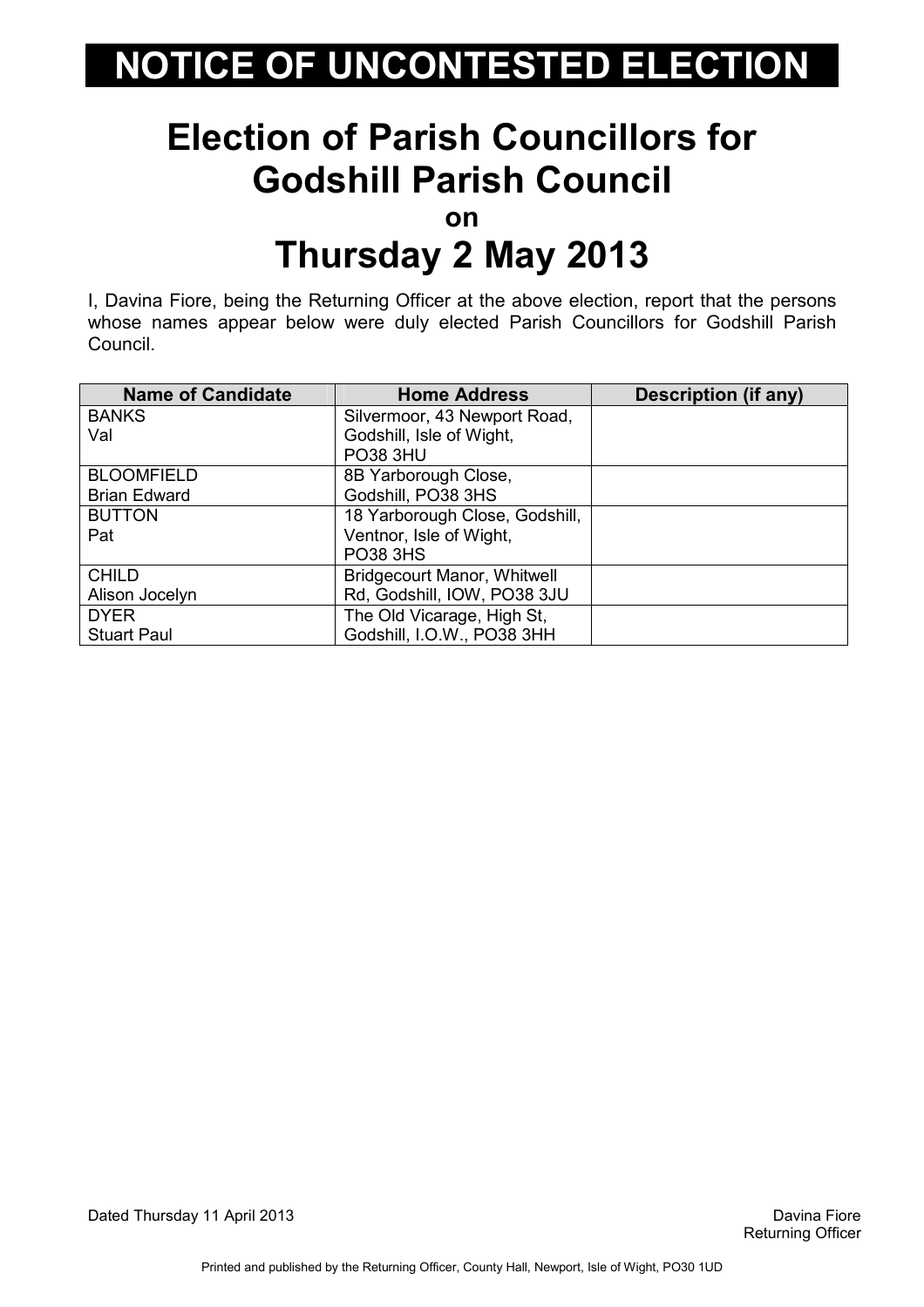# NOTICE OF UNCONTESTED ELECTION

## Election of Parish Councillors for Godshill Parish Council

**on**

## Thursday 2 May 2013

I, Davina Fiore, being the Returning Officer at the above election, report that the persons whose names appear below were duly elected Parish Councillors for Godshill Parish Council.

| Name of Candidate | Home Address | Description (if any) |
|---|---|---|
| BANKS<br>Val | Silvermoor, 43 Newport Road, Godshill, Isle of Wight, PO38 3HU | |
| BLOOMFIELD<br>Brian Edward | 8B Yarborough Close, Godshill, PO38 3HS | |
| BUTTON<br>Pat | 18 Yarborough Close, Godshill, Ventnor, Isle of Wight, PO38 3HS | |
| CHILD<br>Alison Jocelyn | Bridgecourt Manor, Whitwell Rd, Godshill, IOW, PO38 3JU | |
| DYER<br>Stuart Paul | The Old Vicarage, High St, Godshill, I.O.W., PO38 3HH | |

Dated Thursday 11 April 2013

Davina Fiore
Returning Officer

Printed and published by the Returning Officer, County Hall, Newport, Isle of Wight, PO30 1UD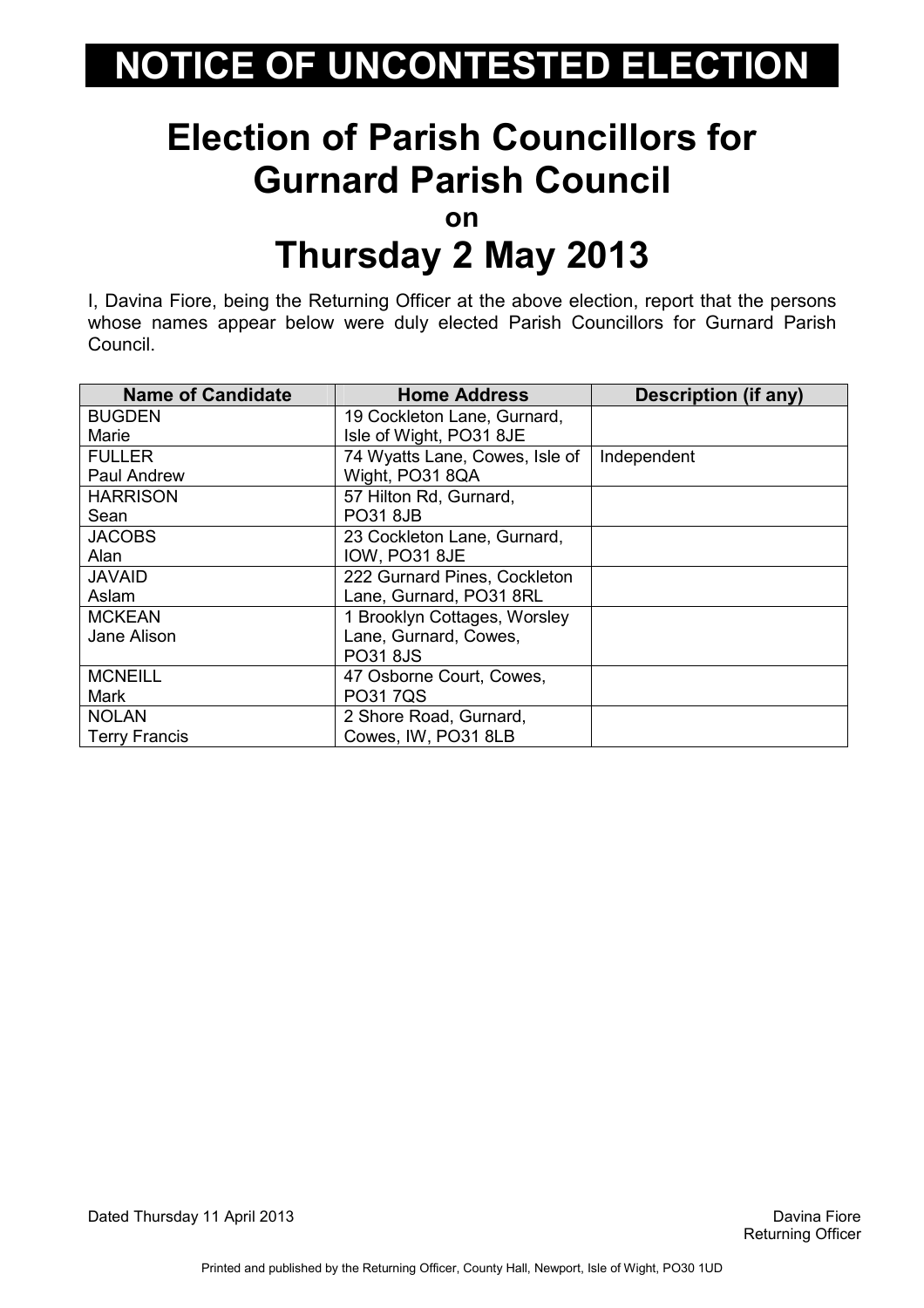# NOTICE OF UNCONTESTED ELECTION

## Election of Parish Councillors for Gurnard Parish Council

**on**

## Thursday 2 May 2013

I, Davina Fiore, being the Returning Officer at the above election, report that the persons whose names appear below were duly elected Parish Councillors for Gurnard Parish Council.

| Name of Candidate | Home Address | Description (if any) |
|---|---|---|
| BUGDEN<br>Marie | 19 Cockleton Lane, Gurnard, Isle of Wight, PO31 8JE | |
| FULLER<br>Paul Andrew | 74 Wyatts Lane, Cowes, Isle of Wight, PO31 8QA | Independent |
| HARRISON<br>Sean | 57 Hilton Rd, Gurnard, PO31 8JB | |
| JACOBS<br>Alan | 23 Cockleton Lane, Gurnard, IOW, PO31 8JE | |
| JAVAID<br>Aslam | 222 Gurnard Pines, Cockleton Lane, Gurnard, PO31 8RL | |
| MCKEAN<br>Jane Alison | 1 Brooklyn Cottages, Worsley Lane, Gurnard, Cowes, PO31 8JS | |
| MCNEILL<br>Mark | 47 Osborne Court, Cowes, PO31 7QS | |
| NOLAN<br>Terry Francis | 2 Shore Road, Gurnard, Cowes, IW, PO31 8LB | |

Dated Thursday 11 April 2013

Davina Fiore
Returning Officer

Printed and published by the Returning Officer, County Hall, Newport, Isle of Wight, PO30 1UD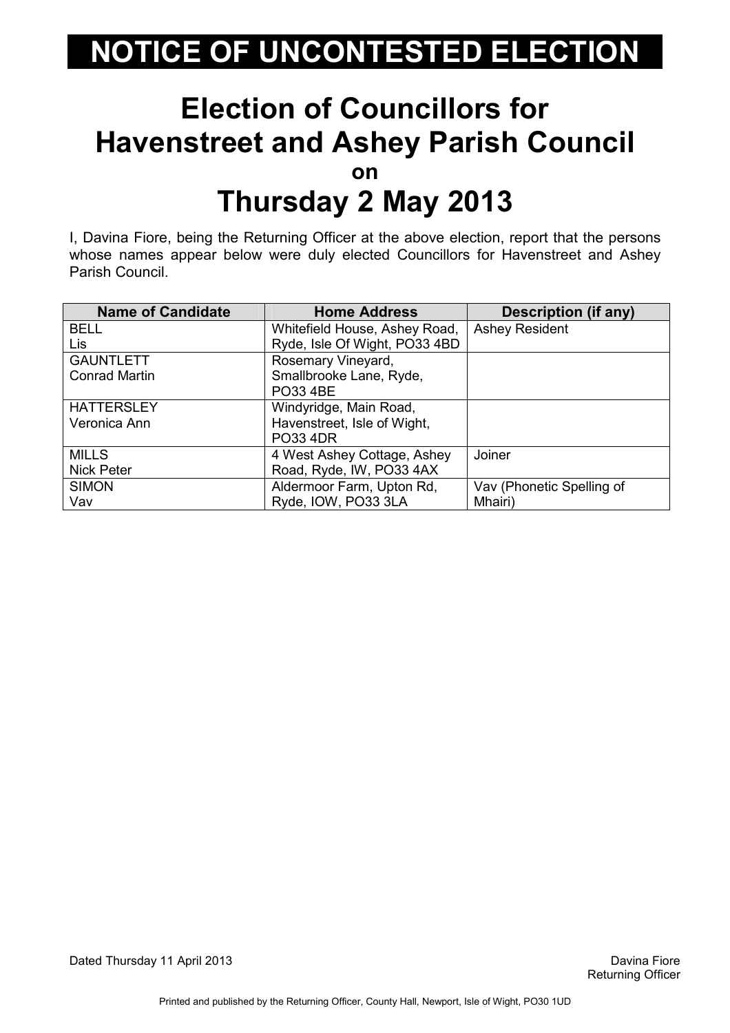# NOTICE OF UNCONTESTED ELECTION

## Election of Councillors for Havenstreet and Ashey Parish Council

**on**

## Thursday 2 May 2013

I, Davina Fiore, being the Returning Officer at the above election, report that the persons whose names appear below were duly elected Councillors for Havenstreet and Ashey Parish Council.

| Name of Candidate | Home Address | Description (if any) |
|---|---|---|
| BELL<br>Lis | Whitefield House, Ashey Road, Ryde, Isle Of Wight, PO33 4BD | Ashey Resident |
| GAUNTLETT<br>Conrad Martin | Rosemary Vineyard, Smallbrooke Lane, Ryde, PO33 4BE | |
| HATTERSLEY<br>Veronica Ann | Windyridge, Main Road, Havenstreet, Isle of Wight, PO33 4DR | |
| MILLS<br>Nick Peter | 4 West Ashey Cottage, Ashey Road, Ryde, IW, PO33 4AX | Joiner |
| SIMON<br>Vav | Aldermoor Farm, Upton Rd, Ryde, IOW, PO33 3LA | Vav (Phonetic Spelling of Mhairi) |

Dated Thursday 11 April 2013

Davina Fiore
Returning Officer

Printed and published by the Returning Officer, County Hall, Newport, Isle of Wight, PO30 1UD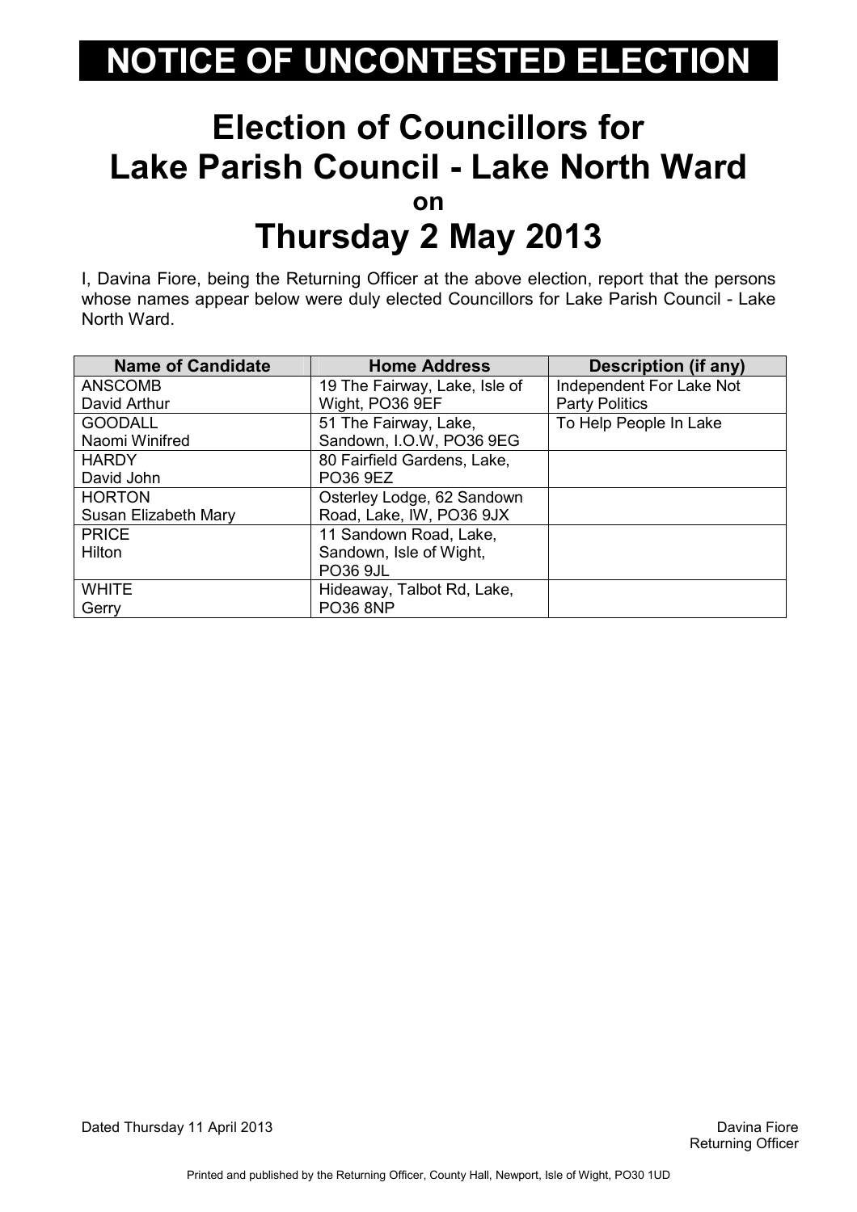# NOTICE OF UNCONTESTED ELECTION

## Election of Councillors for Lake Parish Council - Lake North Ward

**on**

## Thursday 2 May 2013

I, Davina Fiore, being the Returning Officer at the above election, report that the persons whose names appear below were duly elected Councillors for Lake Parish Council - Lake North Ward.

| Name of Candidate | Home Address | Description (if any) |
|---|---|---|
| ANSCOMB<br>David Arthur | 19 The Fairway, Lake, Isle of Wight, PO36 9EF | Independent For Lake Not Party Politics |
| GOODALL<br>Naomi Winifred | 51 The Fairway, Lake, Sandown, I.O.W, PO36 9EG | To Help People In Lake |
| HARDY<br>David John | 80 Fairfield Gardens, Lake, PO36 9EZ | |
| HORTON<br>Susan Elizabeth Mary | Osterley Lodge, 62 Sandown Road, Lake, IW, PO36 9JX | |
| PRICE<br>Hilton | 11 Sandown Road, Lake, Sandown, Isle of Wight, PO36 9JL | |
| WHITE<br>Gerry | Hideaway, Talbot Rd, Lake, PO36 8NP | |

Dated Thursday 11 April 2013

Davina Fiore
Returning Officer

Printed and published by the Returning Officer, County Hall, Newport, Isle of Wight, PO30 1UD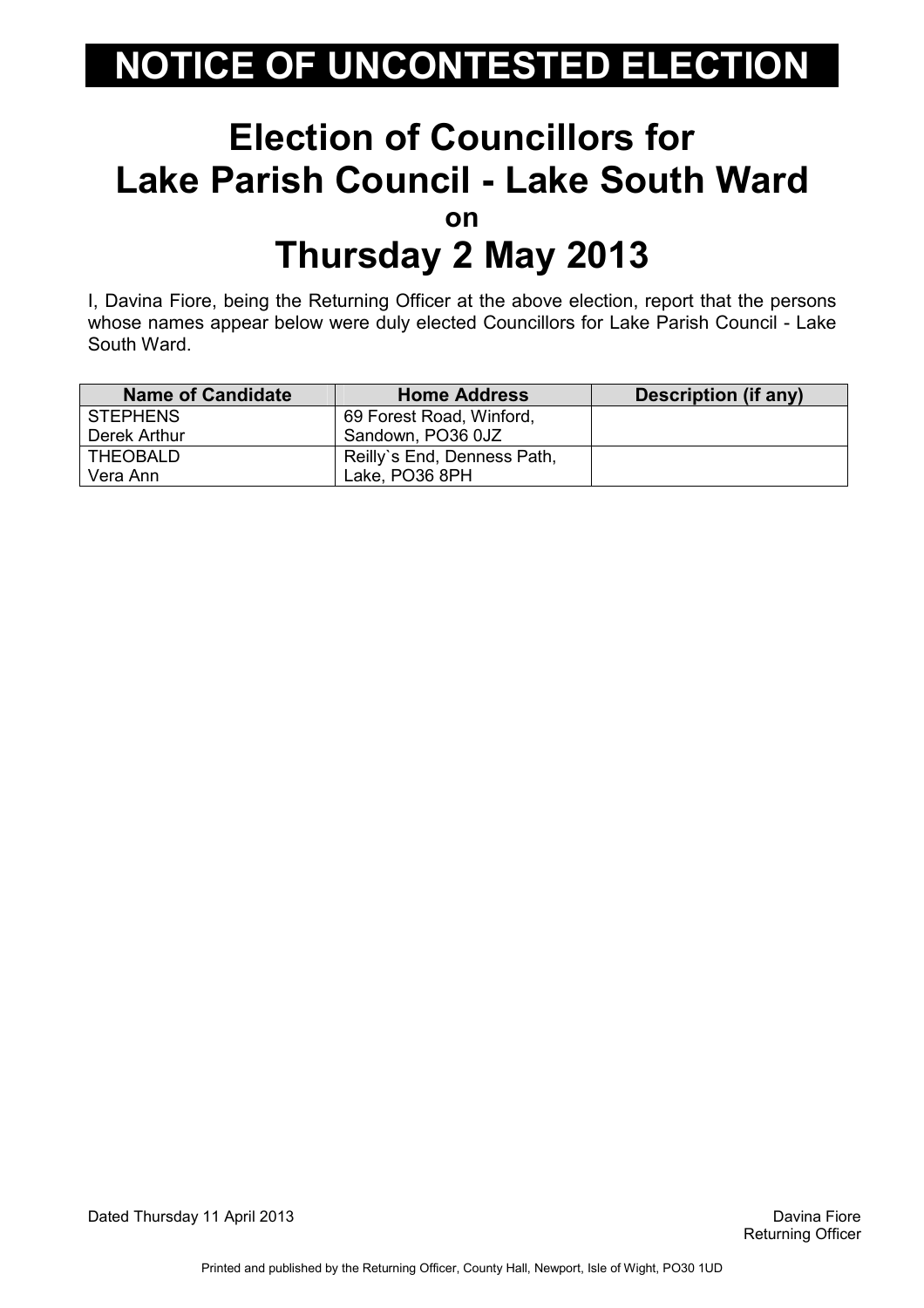# NOTICE OF UNCONTESTED ELECTION

## Election of Councillors for Lake Parish Council - Lake South Ward

on

## Thursday 2 May 2013

I, Davina Fiore, being the Returning Officer at the above election, report that the persons whose names appear below were duly elected Councillors for Lake Parish Council - Lake South Ward.

| Name of Candidate | Home Address | Description (if any) |
|---|---|---|
| STEPHENS Derek Arthur | 69 Forest Road, Winford, Sandown, PO36 0JZ | |
| THEOBALD Vera Ann | Reilly`s End, Denness Path, Lake, PO36 8PH | |

Dated Thursday 11 April 2013

Davina Fiore
Returning Officer

Printed and published by the Returning Officer, County Hall, Newport, Isle of Wight, PO30 1UD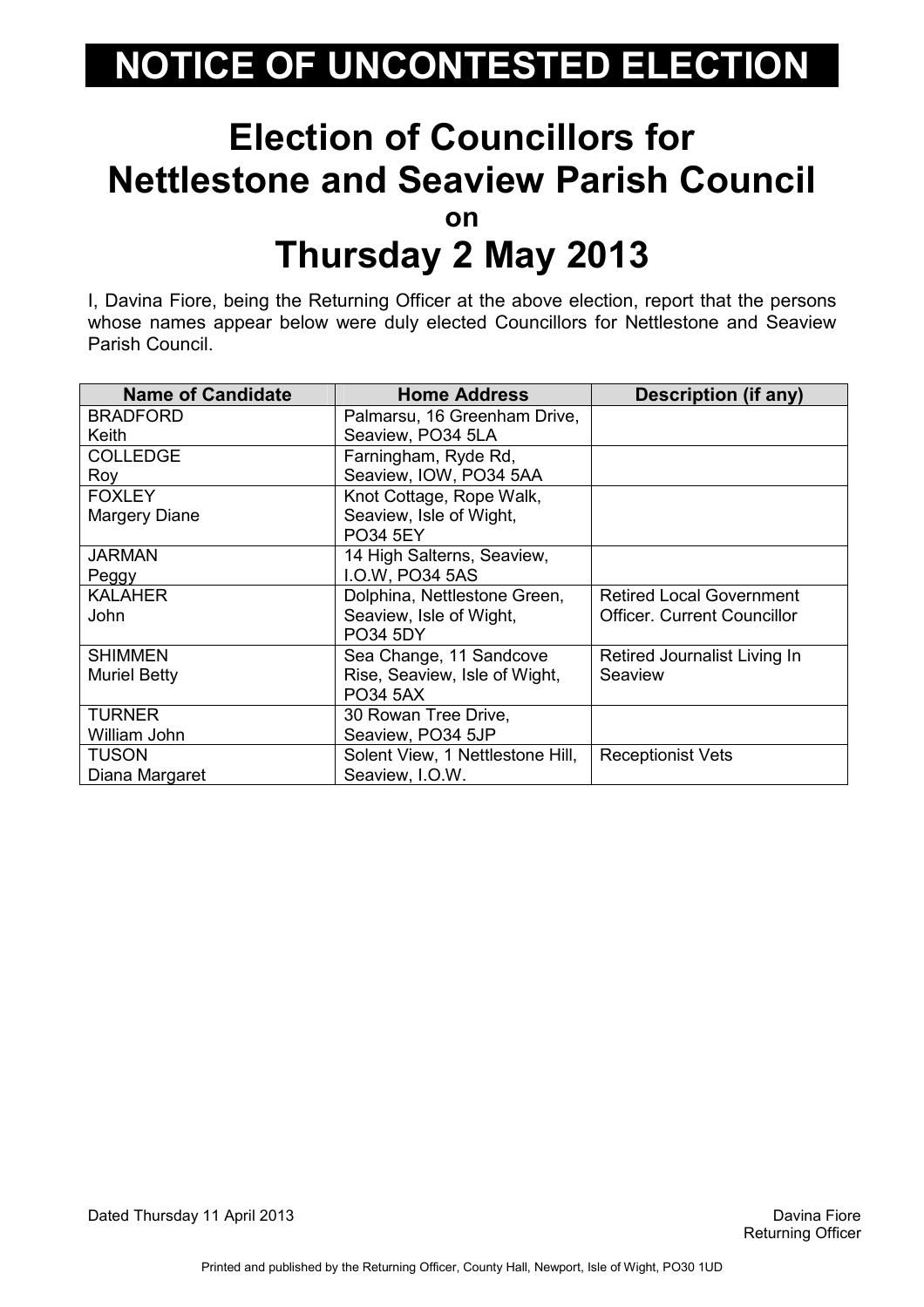# NOTICE OF UNCONTESTED ELECTION

## Election of Councillors for Nettlestone and Seaview Parish Council

on

## Thursday 2 May 2013

I, Davina Fiore, being the Returning Officer at the above election, report that the persons whose names appear below were duly elected Councillors for Nettlestone and Seaview Parish Council.

| Name of Candidate | Home Address | Description (if any) |
|---|---|---|
| BRADFORD<br>Keith | Palmarsu, 16 Greenham Drive, Seaview, PO34 5LA | |
| COLLEDGE<br>Roy | Farningham, Ryde Rd, Seaview, IOW, PO34 5AA | |
| FOXLEY<br>Margery Diane | Knot Cottage, Rope Walk, Seaview, Isle of Wight, PO34 5EY | |
| JARMAN<br>Peggy | 14 High Salterns, Seaview, I.O.W, PO34 5AS | |
| KALAHER<br>John | Dolphina, Nettlestone Green, Seaview, Isle of Wight, PO34 5DY | Retired Local Government Officer. Current Councillor |
| SHIMMEN<br>Muriel Betty | Sea Change, 11 Sandcove Rise, Seaview, Isle of Wight, PO34 5AX | Retired Journalist Living In Seaview |
| TURNER<br>William John | 30 Rowan Tree Drive, Seaview, PO34 5JP | |
| TUSON<br>Diana Margaret | Solent View, 1 Nettlestone Hill, Seaview, I.O.W. | Receptionist Vets |

Dated Thursday 11 April 2013

Davina Fiore
Returning Officer

Printed and published by the Returning Officer, County Hall, Newport, Isle of Wight, PO30 1UD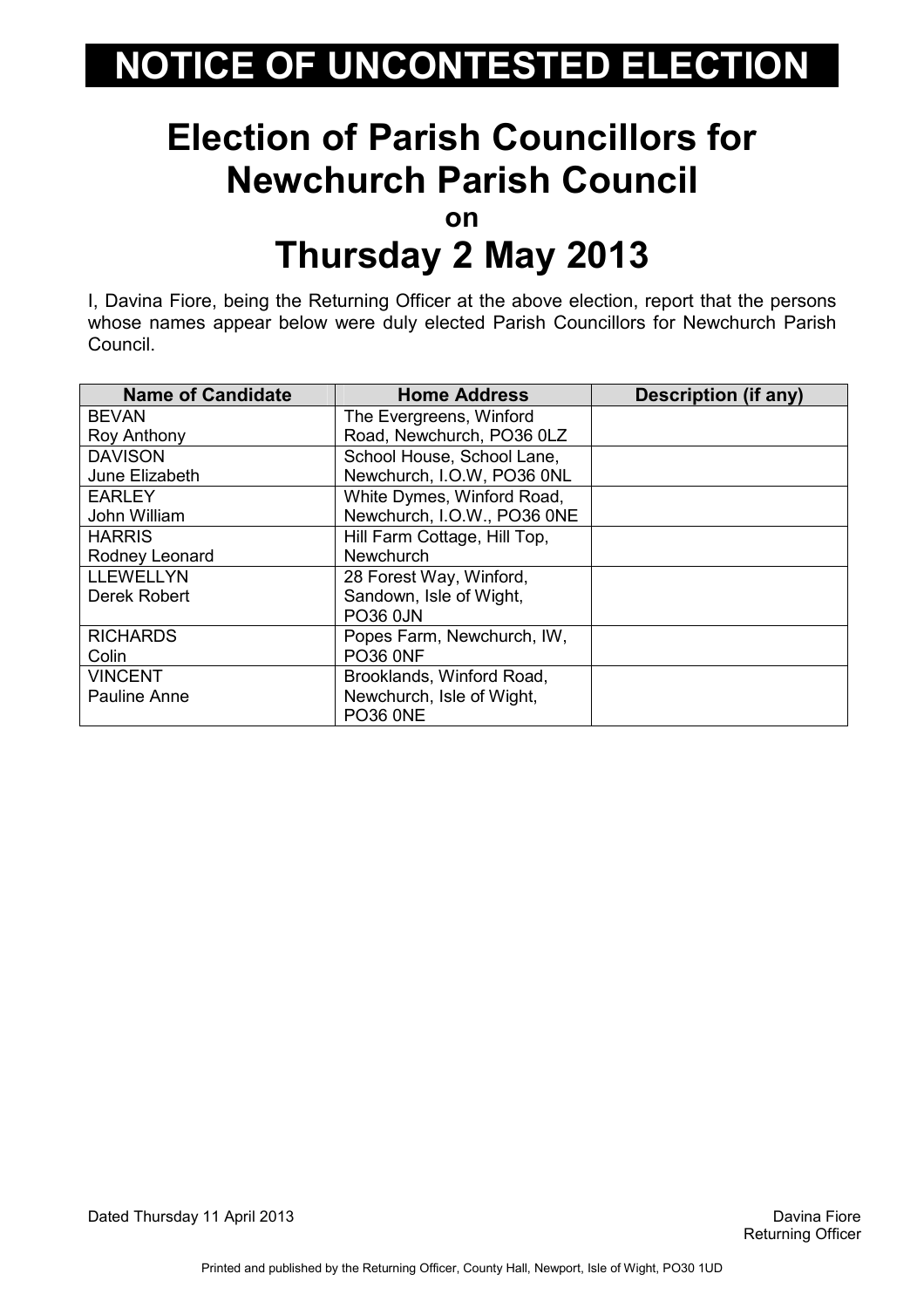# NOTICE OF UNCONTESTED ELECTION

## Election of Parish Councillors for Newchurch Parish Council

**on**

## Thursday 2 May 2013

I, Davina Fiore, being the Returning Officer at the above election, report that the persons whose names appear below were duly elected Parish Councillors for Newchurch Parish Council.

| Name of Candidate | Home Address | Description (if any) |
|---|---|---|
| BEVAN<br>Roy Anthony | The Evergreens, Winford Road, Newchurch, PO36 0LZ | |
| DAVISON<br>June Elizabeth | School House, School Lane, Newchurch, I.O.W, PO36 0NL | |
| EARLEY<br>John William | White Dymes, Winford Road, Newchurch, I.O.W., PO36 0NE | |
| HARRIS<br>Rodney Leonard | Hill Farm Cottage, Hill Top, Newchurch | |
| LLEWELLYN<br>Derek Robert | 28 Forest Way, Winford, Sandown, Isle of Wight, PO36 0JN | |
| RICHARDS<br>Colin | Popes Farm, Newchurch, IW, PO36 0NF | |
| VINCENT<br>Pauline Anne | Brooklands, Winford Road, Newchurch, Isle of Wight, PO36 0NE | |

Dated Thursday 11 April 2013

Davina Fiore
Returning Officer

Printed and published by the Returning Officer, County Hall, Newport, Isle of Wight, PO30 1UD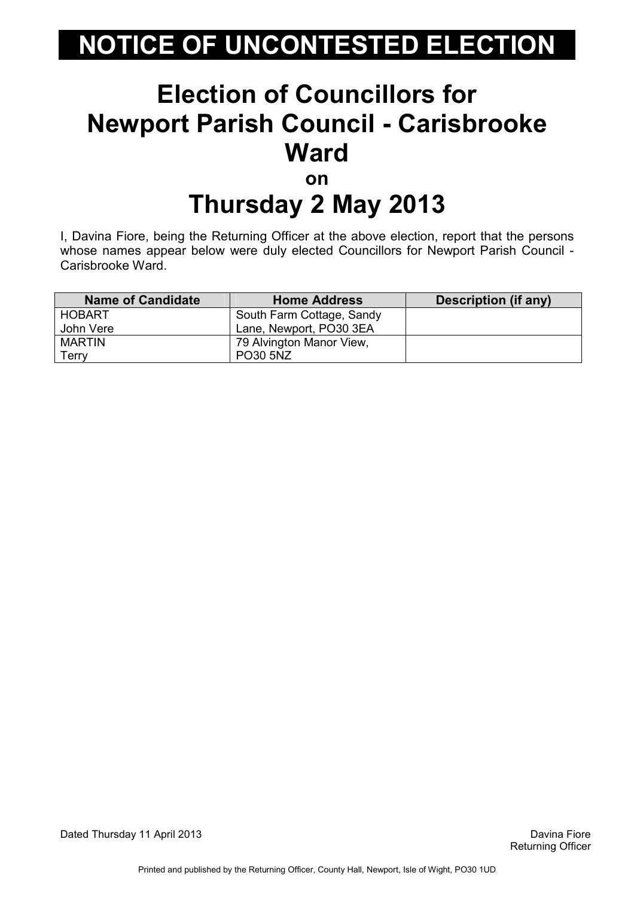# NOTICE OF UNCONTESTED ELECTION

## Election of Councillors for Newport Parish Council - Carisbrooke Ward

### on

## Thursday 2 May 2013

I, Davina Fiore, being the Returning Officer at the above election, report that the persons whose names appear below were duly elected Councillors for Newport Parish Council - Carisbrooke Ward.

| Name of Candidate | Home Address | Description (if any) |
|---|---|---|
| HOBART John Vere | South Farm Cottage, Sandy Lane, Newport, PO30 3EA | |
| MARTIN Terry | 79 Alvington Manor View, PO30 5NZ | |

Dated Thursday 11 April 2013

Davina Fiore
Returning Officer

Printed and published by the Returning Officer, County Hall, Newport, Isle of Wight, PO30 1UD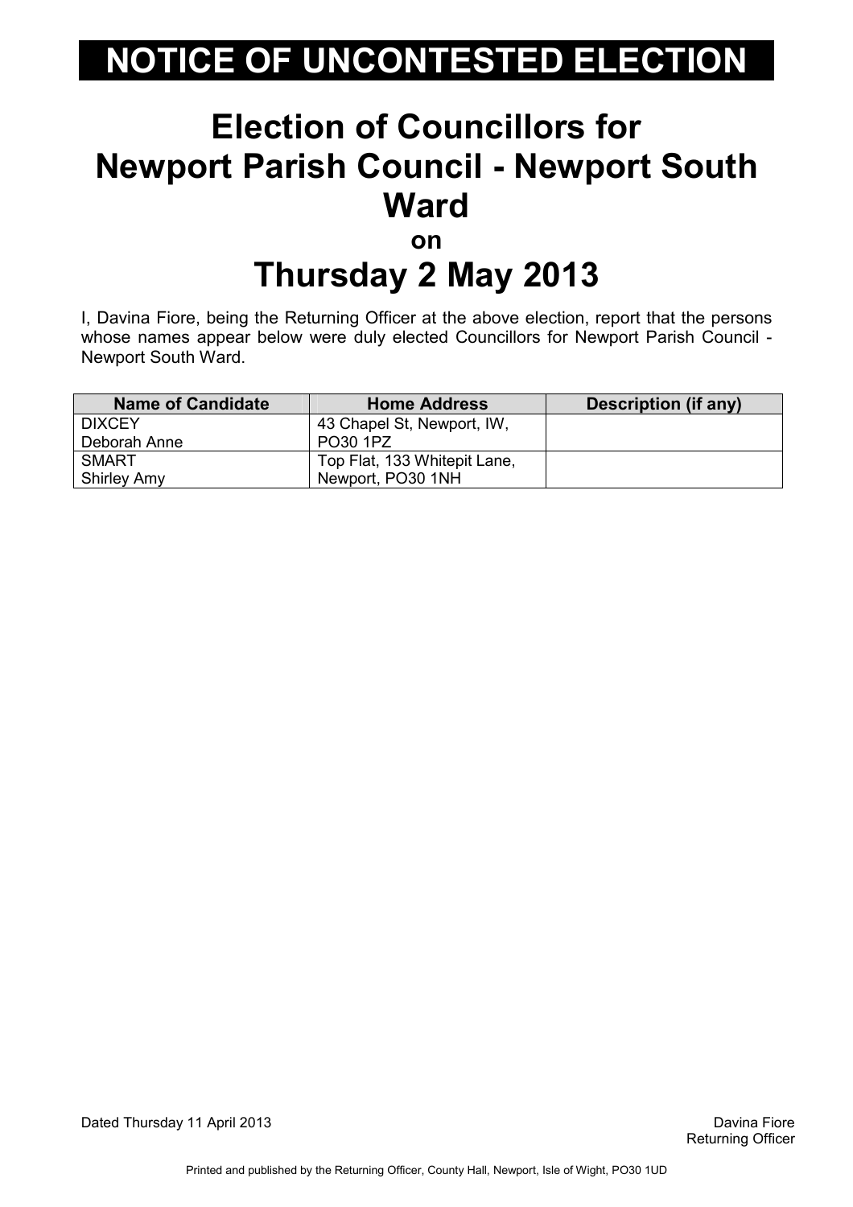# NOTICE OF UNCONTESTED ELECTION

## Election of Councillors for Newport Parish Council - Newport South Ward

### on

## Thursday 2 May 2013

I, Davina Fiore, being the Returning Officer at the above election, report that the persons whose names appear below were duly elected Councillors for Newport Parish Council - Newport South Ward.

| Name of Candidate | Home Address | Description (if any) |
|---|---|---|
| DIXCEY<br>Deborah Anne | 43 Chapel St, Newport, IW, PO30 1PZ | |
| SMART<br>Shirley Amy | Top Flat, 133 Whitepit Lane, Newport, PO30 1NH | |

Dated Thursday 11 April 2013

Davina Fiore
Returning Officer

Printed and published by the Returning Officer, County Hall, Newport, Isle of Wight, PO30 1UD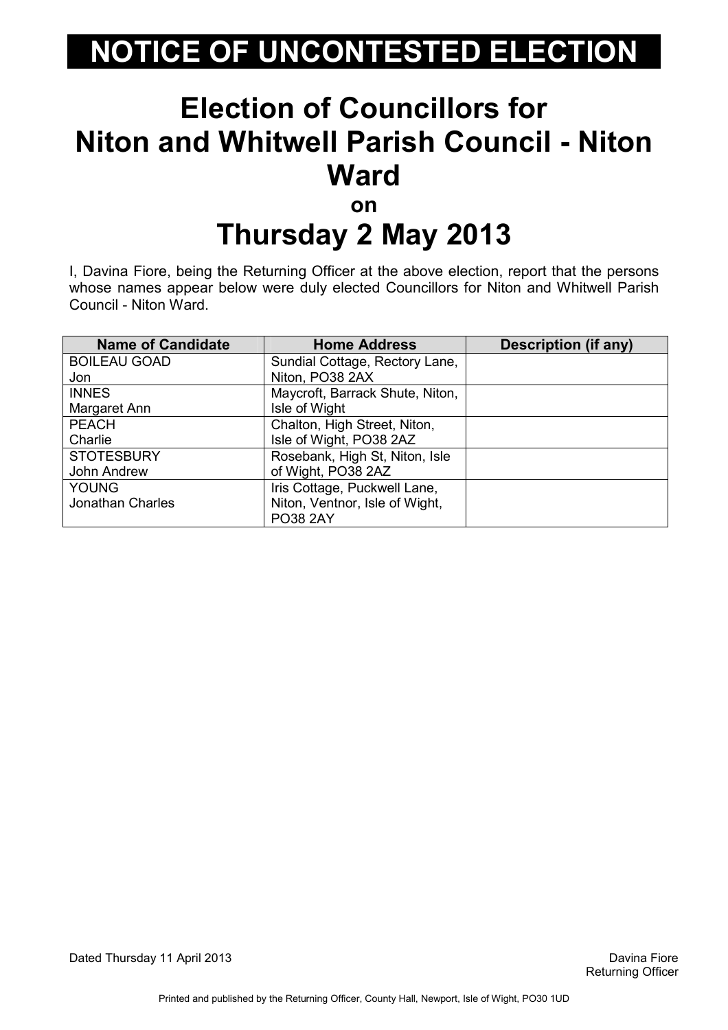# NOTICE OF UNCONTESTED ELECTION

## Election of Councillors for Niton and Whitwell Parish Council - Niton Ward

### on

## Thursday 2 May 2013

I, Davina Fiore, being the Returning Officer at the above election, report that the persons whose names appear below were duly elected Councillors for Niton and Whitwell Parish Council - Niton Ward.

| Name of Candidate | Home Address | Description (if any) |
|---|---|---|
| BOILEAU GOAD<br>Jon | Sundial Cottage, Rectory Lane, Niton, PO38 2AX | |
| INNES<br>Margaret Ann | Maycroft, Barrack Shute, Niton, Isle of Wight | |
| PEACH<br>Charlie | Chalton, High Street, Niton, Isle of Wight, PO38 2AZ | |
| STOTESBURY<br>John Andrew | Rosebank, High St, Niton, Isle of Wight, PO38 2AZ | |
| YOUNG<br>Jonathan Charles | Iris Cottage, Puckwell Lane, Niton, Ventnor, Isle of Wight, PO38 2AY | |

Dated Thursday 11 April 2013

Davina Fiore
Returning Officer

Printed and published by the Returning Officer, County Hall, Newport, Isle of Wight, PO30 1UD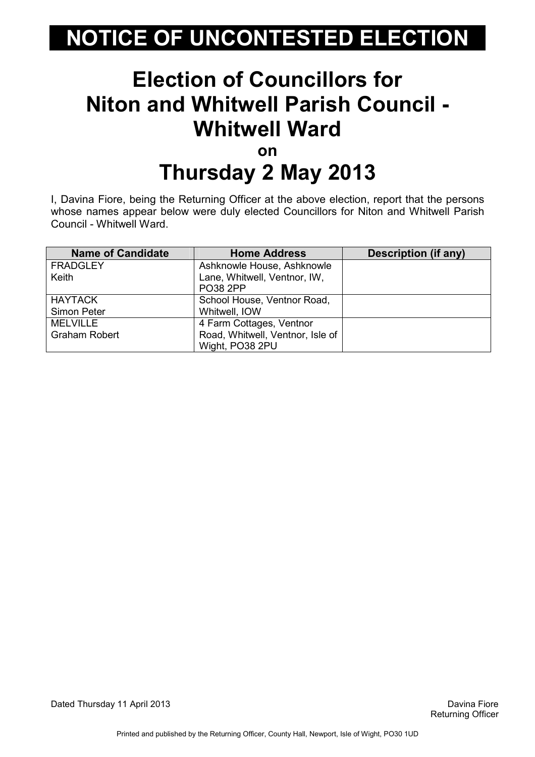# NOTICE OF UNCONTESTED ELECTION

## Election of Councillors for Niton and Whitwell Parish Council - Whitwell Ward

**on**

## Thursday 2 May 2013

I, Davina Fiore, being the Returning Officer at the above election, report that the persons whose names appear below were duly elected Councillors for Niton and Whitwell Parish Council - Whitwell Ward.

| Name of Candidate | Home Address | Description (if any) |
|---|---|---|
| FRADGLEY<br>Keith | Ashknowle House, Ashknowle Lane, Whitwell, Ventnor, IW, PO38 2PP | |
| HAYTACK<br>Simon Peter | School House, Ventnor Road, Whitwell, IOW | |
| MELVILLE<br>Graham Robert | 4 Farm Cottages, Ventnor Road, Whitwell, Ventnor, Isle of Wight, PO38 2PU | |

Dated Thursday 11 April 2013

Davina Fiore
Returning Officer

Printed and published by the Returning Officer, County Hall, Newport, Isle of Wight, PO30 1UD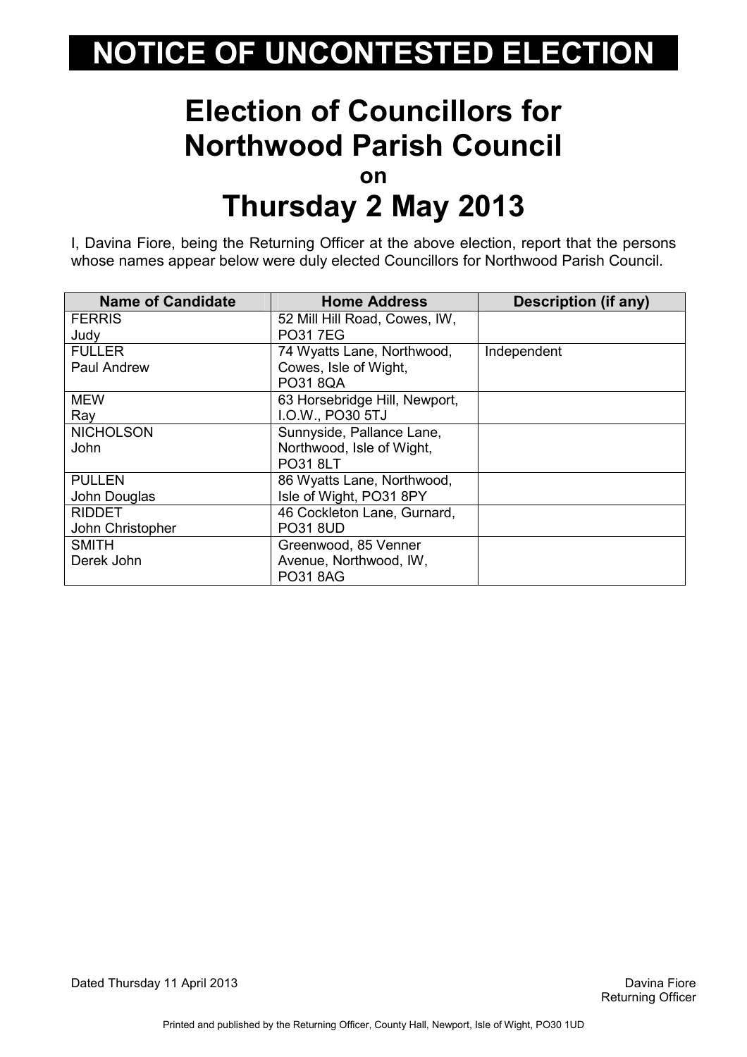# NOTICE OF UNCONTESTED ELECTION

## Election of Councillors for Northwood Parish Council

**on**

## Thursday 2 May 2013

I, Davina Fiore, being the Returning Officer at the above election, report that the persons whose names appear below were duly elected Councillors for Northwood Parish Council.

| Name of Candidate | Home Address | Description (if any) |
|---|---|---|
| FERRIS Judy | 52 Mill Hill Road, Cowes, IW, PO31 7EG | |
| FULLER Paul Andrew | 74 Wyatts Lane, Northwood, Cowes, Isle of Wight, PO31 8QA | Independent |
| MEW Ray | 63 Horsebridge Hill, Newport, I.O.W., PO30 5TJ | |
| NICHOLSON John | Sunnyside, Pallance Lane, Northwood, Isle of Wight, PO31 8LT | |
| PULLEN John Douglas | 86 Wyatts Lane, Northwood, Isle of Wight, PO31 8PY | |
| RIDDET John Christopher | 46 Cockleton Lane, Gurnard, PO31 8UD | |
| SMITH Derek John | Greenwood, 85 Venner Avenue, Northwood, IW, PO31 8AG | |

Dated Thursday 11 April 2013

Davina Fiore
Returning Officer

Printed and published by the Returning Officer, County Hall, Newport, Isle of Wight, PO30 1UD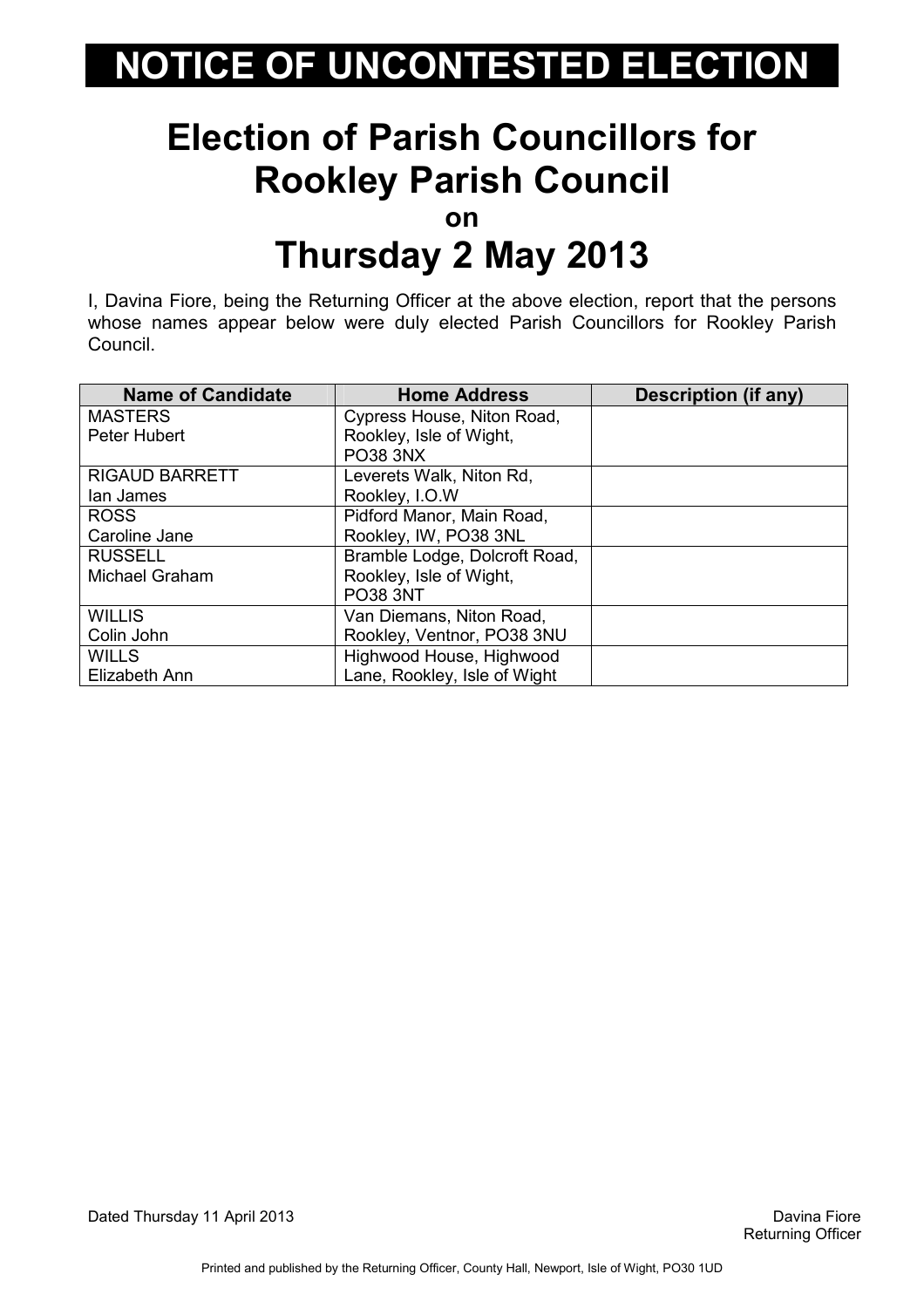# NOTICE OF UNCONTESTED ELECTION

## Election of Parish Councillors for Rookley Parish Council

**on**

## Thursday 2 May 2013

I, Davina Fiore, being the Returning Officer at the above election, report that the persons whose names appear below were duly elected Parish Councillors for Rookley Parish Council.

| Name of Candidate | Home Address | Description (if any) |
|---|---|---|
| MASTERS<br>Peter Hubert | Cypress House, Niton Road, Rookley, Isle of Wight, PO38 3NX | |
| RIGAUD BARRETT<br>Ian James | Leverets Walk, Niton Rd, Rookley, I.O.W | |
| ROSS<br>Caroline Jane | Pidford Manor, Main Road, Rookley, IW, PO38 3NL | |
| RUSSELL<br>Michael Graham | Bramble Lodge, Dolcroft Road, Rookley, Isle of Wight, PO38 3NT | |
| WILLIS<br>Colin John | Van Diemans, Niton Road, Rookley, Ventnor, PO38 3NU | |
| WILLS<br>Elizabeth Ann | Highwood House, Highwood Lane, Rookley, Isle of Wight | |

Dated Thursday 11 April 2013

Davina Fiore
Returning Officer

Printed and published by the Returning Officer, County Hall, Newport, Isle of Wight, PO30 1UD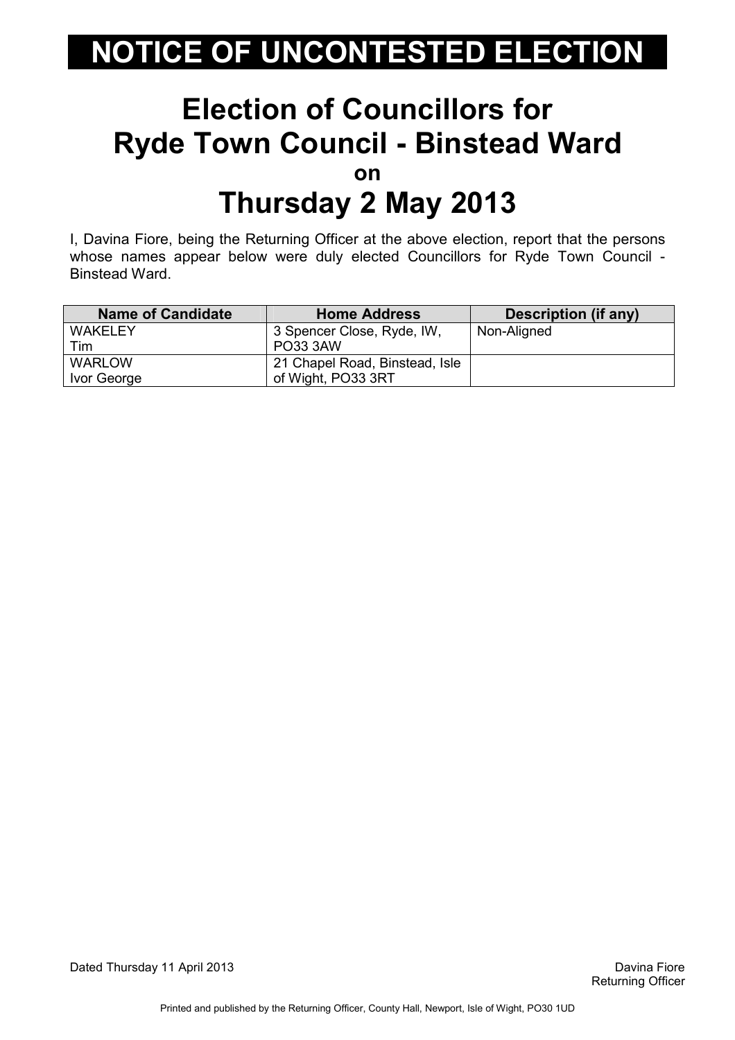# NOTICE OF UNCONTESTED ELECTION

## Election of Councillors for Ryde Town Council - Binstead Ward

**on**

## Thursday 2 May 2013

I, Davina Fiore, being the Returning Officer at the above election, report that the persons whose names appear below were duly elected Councillors for Ryde Town Council - Binstead Ward.

| Name of Candidate | Home Address | Description (if any) |
|---|---|---|
| WAKELEY<br>Tim | 3 Spencer Close, Ryde, IW, PO33 3AW | Non-Aligned |
| WARLOW<br>Ivor George | 21 Chapel Road, Binstead, Isle of Wight, PO33 3RT | |

Dated Thursday 11 April 2013

Davina Fiore
Returning Officer

Printed and published by the Returning Officer, County Hall, Newport, Isle of Wight, PO30 1UD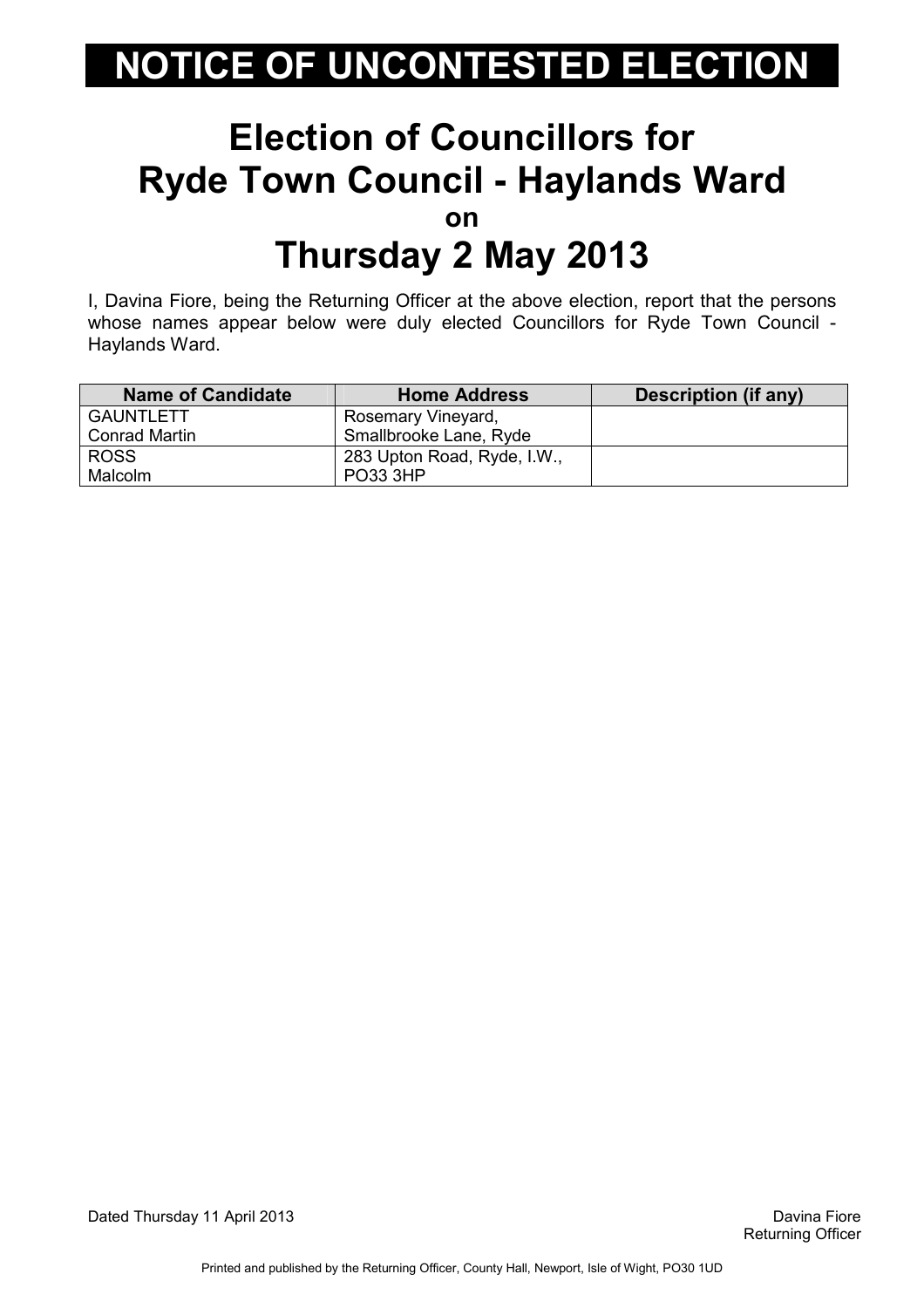# NOTICE OF UNCONTESTED ELECTION

## Election of Councillors for Ryde Town Council - Haylands Ward

**on**

## Thursday 2 May 2013

I, Davina Fiore, being the Returning Officer at the above election, report that the persons whose names appear below were duly elected Councillors for Ryde Town Council - Haylands Ward.

| Name of Candidate | Home Address | Description (if any) |
| --- | --- | --- |
| GAUNTLETT<br>Conrad Martin | Rosemary Vineyard,<br>Smallbrooke Lane, Ryde | |
| ROSS<br>Malcolm | 283 Upton Road, Ryde, I.W.,<br>PO33 3HP | |

Dated Thursday 11 April 2013

Davina Fiore
Returning Officer

Printed and published by the Returning Officer, County Hall, Newport, Isle of Wight, PO30 1UD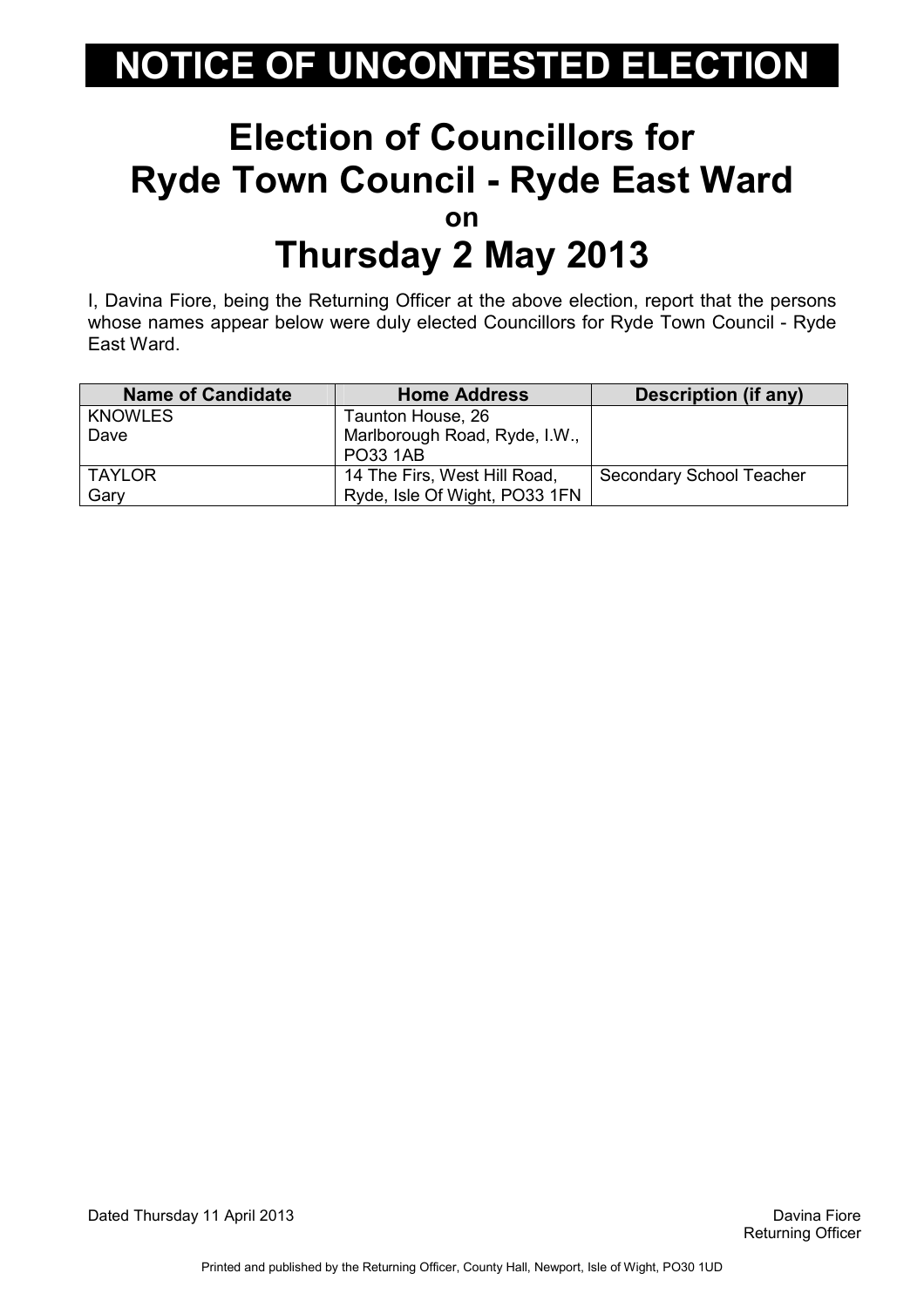# NOTICE OF UNCONTESTED ELECTION

## Election of Councillors for Ryde Town Council - Ryde East Ward

**on**

## Thursday 2 May 2013

I, Davina Fiore, being the Returning Officer at the above election, report that the persons whose names appear below were duly elected Councillors for Ryde Town Council - Ryde East Ward.

| Name of Candidate | Home Address | Description (if any) |
|---|---|---|
| KNOWLES<br>Dave | Taunton House, 26 Marlborough Road, Ryde, I.W., PO33 1AB | |
| TAYLOR<br>Gary | 14 The Firs, West Hill Road, Ryde, Isle Of Wight, PO33 1FN | Secondary School Teacher |

Dated Thursday 11 April 2013

Davina Fiore
Returning Officer

Printed and published by the Returning Officer, County Hall, Newport, Isle of Wight, PO30 1UD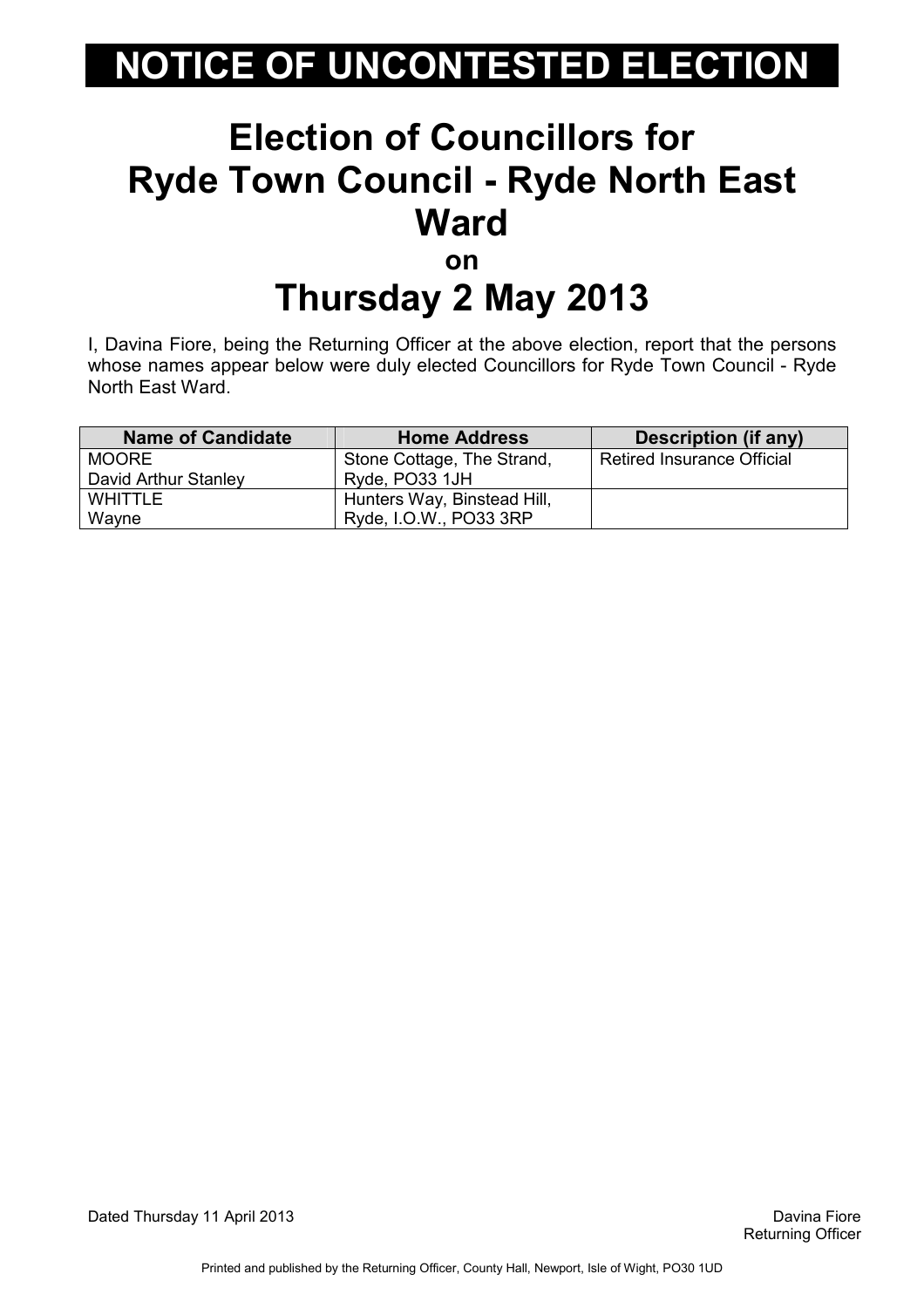# NOTICE OF UNCONTESTED ELECTION

## Election of Councillors for Ryde Town Council - Ryde North East Ward

### on

## Thursday 2 May 2013

I, Davina Fiore, being the Returning Officer at the above election, report that the persons whose names appear below were duly elected Councillors for Ryde Town Council - Ryde North East Ward.

| Name of Candidate | Home Address | Description (if any) |
| --- | --- | --- |
| MOORE<br>David Arthur Stanley | Stone Cottage, The Strand, Ryde, PO33 1JH | Retired Insurance Official |
| WHITTLE<br>Wayne | Hunters Way, Binstead Hill, Ryde, I.O.W., PO33 3RP | |

Dated Thursday 11 April 2013

Davina Fiore
Returning Officer

Printed and published by the Returning Officer, County Hall, Newport, Isle of Wight, PO30 1UD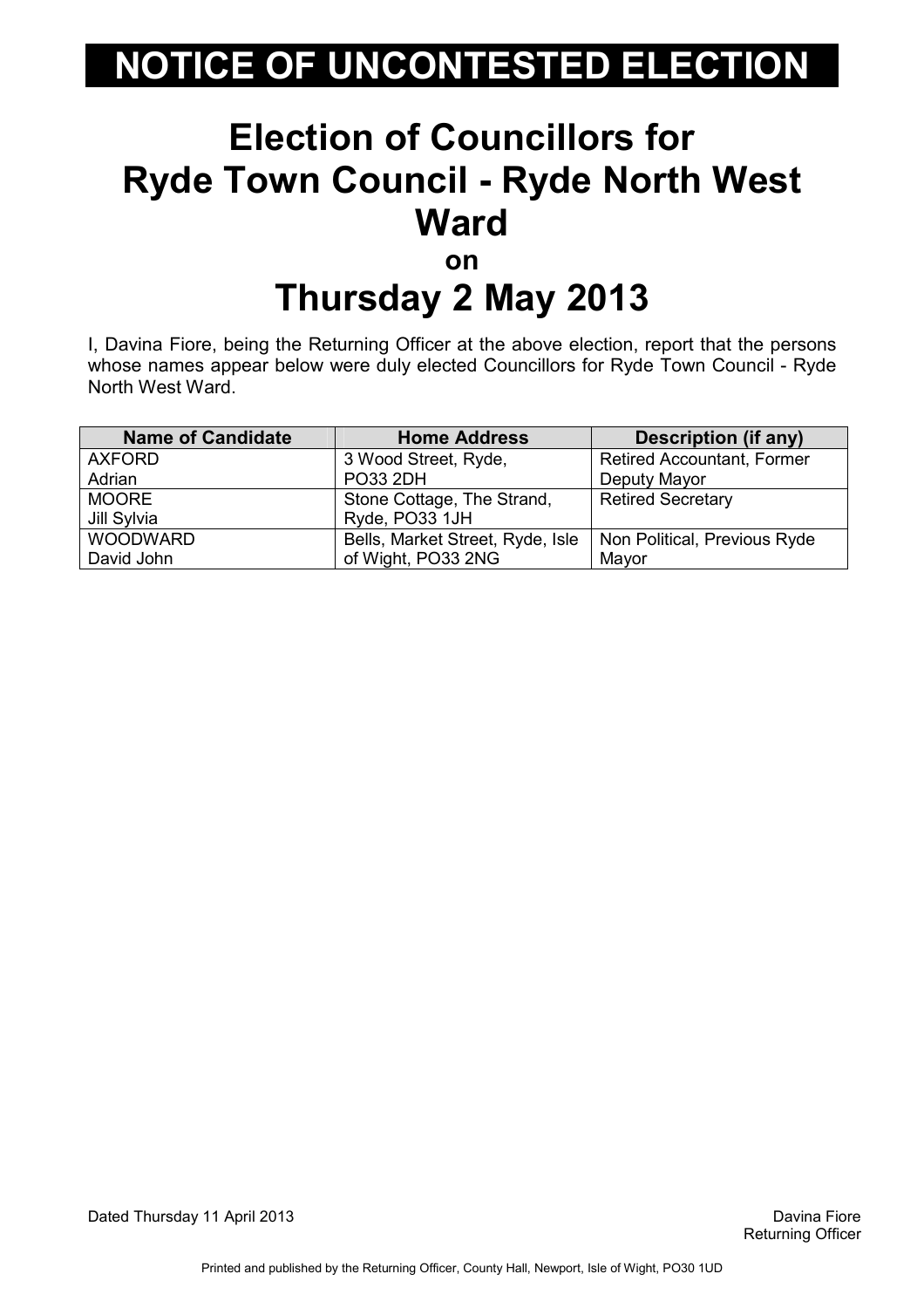# NOTICE OF UNCONTESTED ELECTION

# Election of Councillors for Ryde Town Council - Ryde North West Ward

## on

# Thursday 2 May 2013

I, Davina Fiore, being the Returning Officer at the above election, report that the persons whose names appear below were duly elected Councillors for Ryde Town Council - Ryde North West Ward.

| Name of Candidate | Home Address | Description (if any) |
|---|---|---|
| AXFORD Adrian | 3 Wood Street, Ryde, PO33 2DH | Retired Accountant, Former Deputy Mayor |
| MOORE Jill Sylvia | Stone Cottage, The Strand, Ryde, PO33 1JH | Retired Secretary |
| WOODWARD David John | Bells, Market Street, Ryde, Isle of Wight, PO33 2NG | Non Political, Previous Ryde Mayor |

Dated Thursday 11 April 2013

Davina Fiore
Returning Officer

Printed and published by the Returning Officer, County Hall, Newport, Isle of Wight, PO30 1UD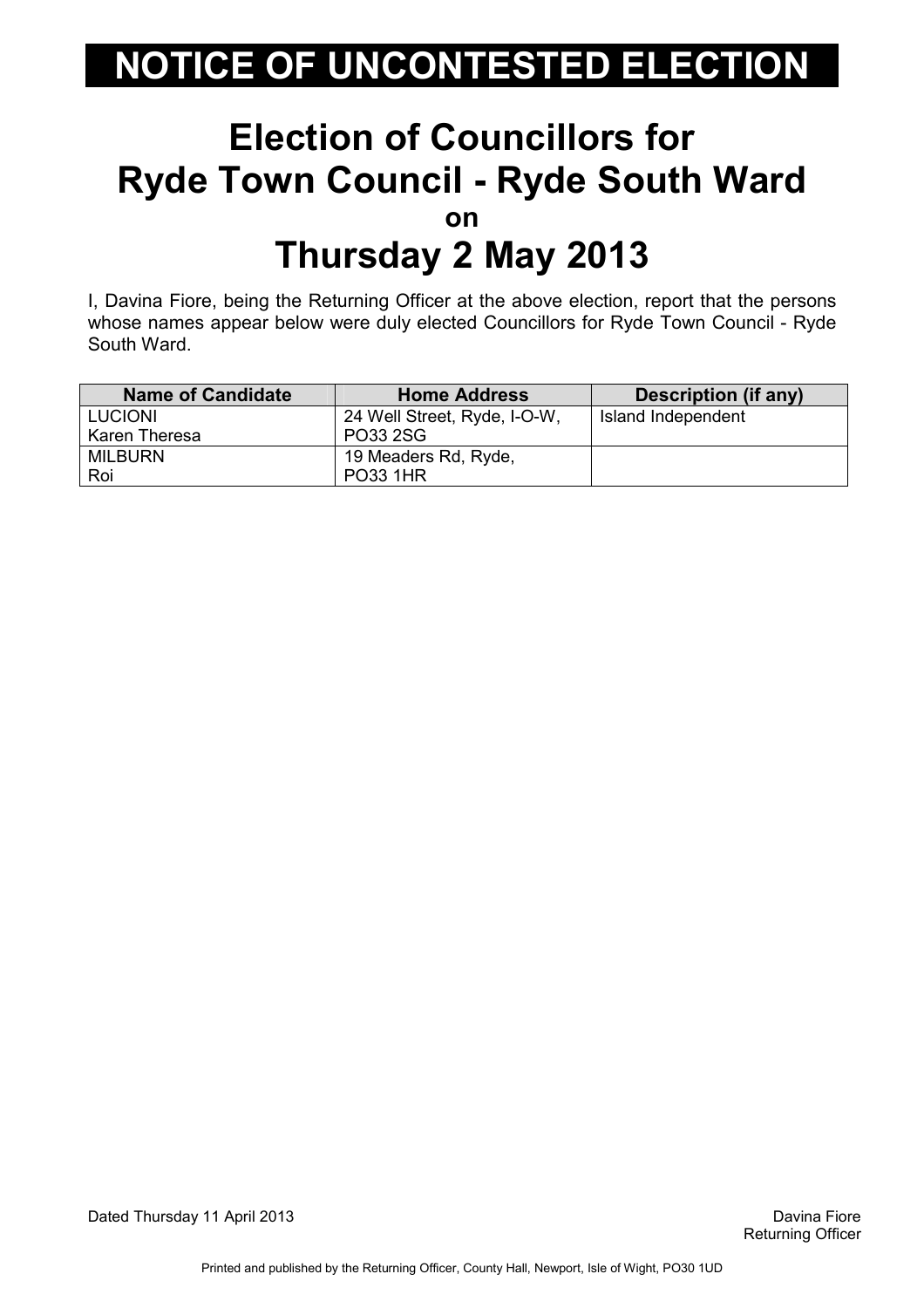# NOTICE OF UNCONTESTED ELECTION

## Election of Councillors for Ryde Town Council - Ryde South Ward

**on**

## Thursday 2 May 2013

I, Davina Fiore, being the Returning Officer at the above election, report that the persons whose names appear below were duly elected Councillors for Ryde Town Council - Ryde South Ward.

| Name of Candidate | Home Address | Description (if any) |
|---|---|---|
| LUCIONI<br>Karen Theresa | 24 Well Street, Ryde, I-O-W,<br>PO33 2SG | Island Independent |
| MILBURN<br>Roi | 19 Meaders Rd, Ryde,<br>PO33 1HR | |

Dated Thursday 11 April 2013

Davina Fiore
Returning Officer

Printed and published by the Returning Officer, County Hall, Newport, Isle of Wight, PO30 1UD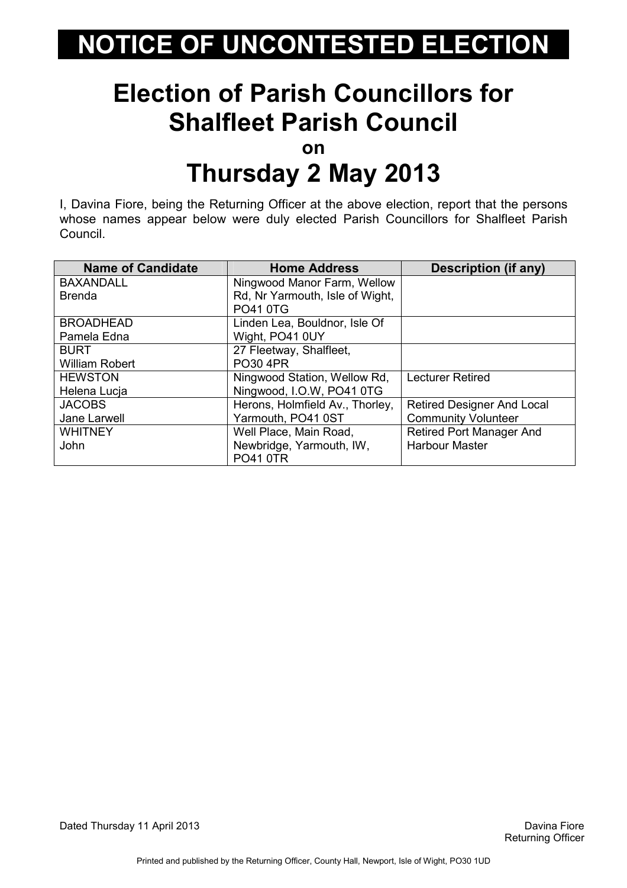# NOTICE OF UNCONTESTED ELECTION

## Election of Parish Councillors for Shalfleet Parish Council

on

## Thursday 2 May 2013

I, Davina Fiore, being the Returning Officer at the above election, report that the persons whose names appear below were duly elected Parish Councillors for Shalfleet Parish Council.

| Name of Candidate | Home Address | Description (if any) |
|---|---|---|
| BAXANDALL Brenda | Ningwood Manor Farm, Wellow Rd, Nr Yarmouth, Isle of Wight, PO41 0TG | |
| BROADHEAD Pamela Edna | Linden Lea, Bouldnor, Isle Of Wight, PO41 0UY | |
| BURT William Robert | 27 Fleetway, Shalfleet, PO30 4PR | |
| HEWSTON Helena Lucja | Ningwood Station, Wellow Rd, Ningwood, I.O.W, PO41 0TG | Lecturer Retired |
| JACOBS Jane Larwell | Herons, Holmfield Av., Thorley, Yarmouth, PO41 0ST | Retired Designer And Local Community Volunteer |
| WHITNEY John | Well Place, Main Road, Newbridge, Yarmouth, IW, PO41 0TR | Retired Port Manager And Harbour Master |

Dated Thursday 11 April 2013

Davina Fiore
Returning Officer

Printed and published by the Returning Officer, County Hall, Newport, Isle of Wight, PO30 1UD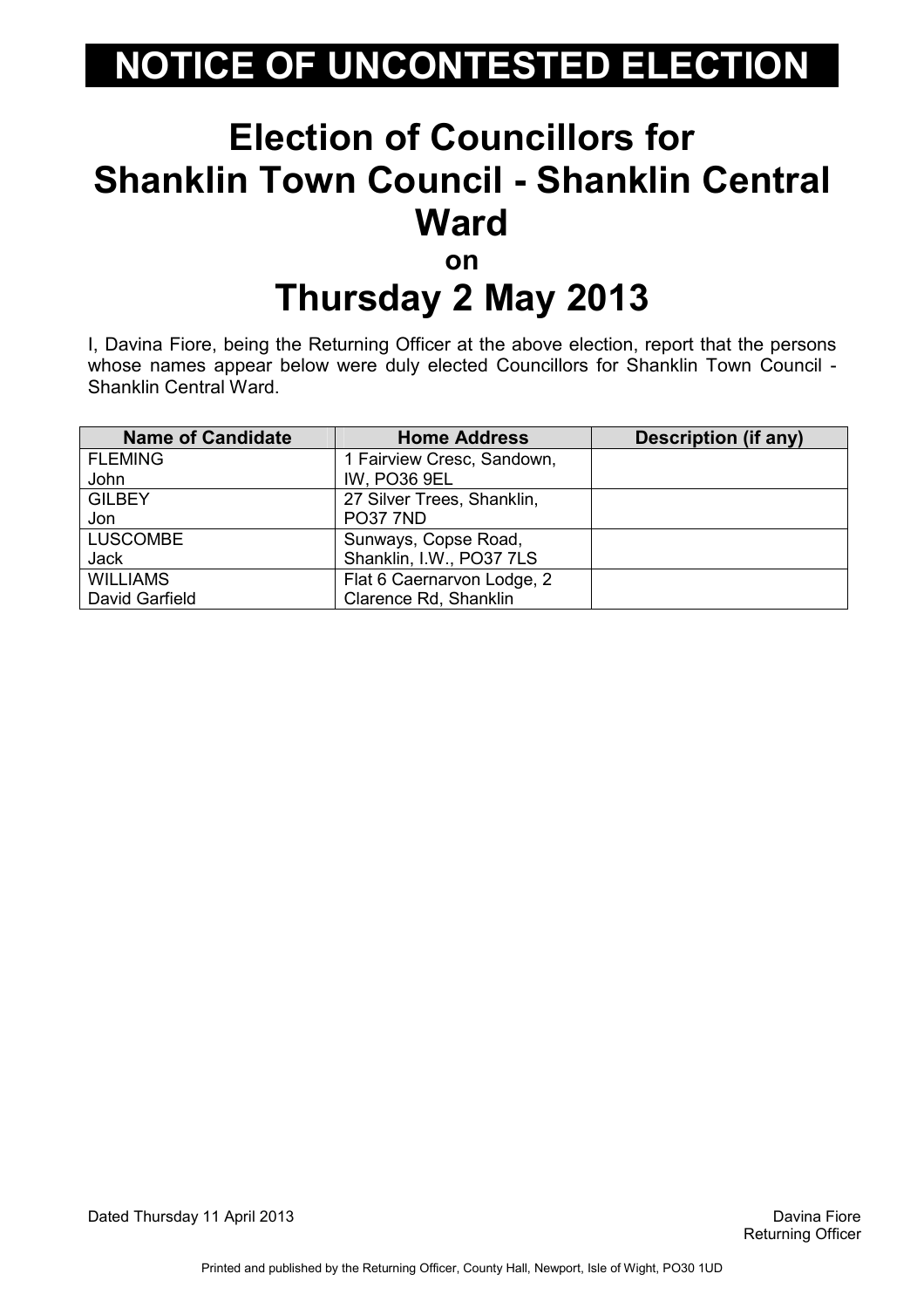# NOTICE OF UNCONTESTED ELECTION

## Election of Councillors for Shanklin Town Council - Shanklin Central Ward

**on**

## Thursday 2 May 2013

I, Davina Fiore, being the Returning Officer at the above election, report that the persons whose names appear below were duly elected Councillors for Shanklin Town Council - Shanklin Central Ward.

| Name of Candidate | Home Address | Description (if any) |
|---|---|---|
| FLEMING John | 1 Fairview Cresc, Sandown, IW, PO36 9EL | |
| GILBEY Jon | 27 Silver Trees, Shanklin, PO37 7ND | |
| LUSCOMBE Jack | Sunways, Copse Road, Shanklin, I.W., PO37 7LS | |
| WILLIAMS David Garfield | Flat 6 Caernarvon Lodge, 2 Clarence Rd, Shanklin | |

Dated Thursday 11 April 2013

Davina Fiore
Returning Officer

Printed and published by the Returning Officer, County Hall, Newport, Isle of Wight, PO30 1UD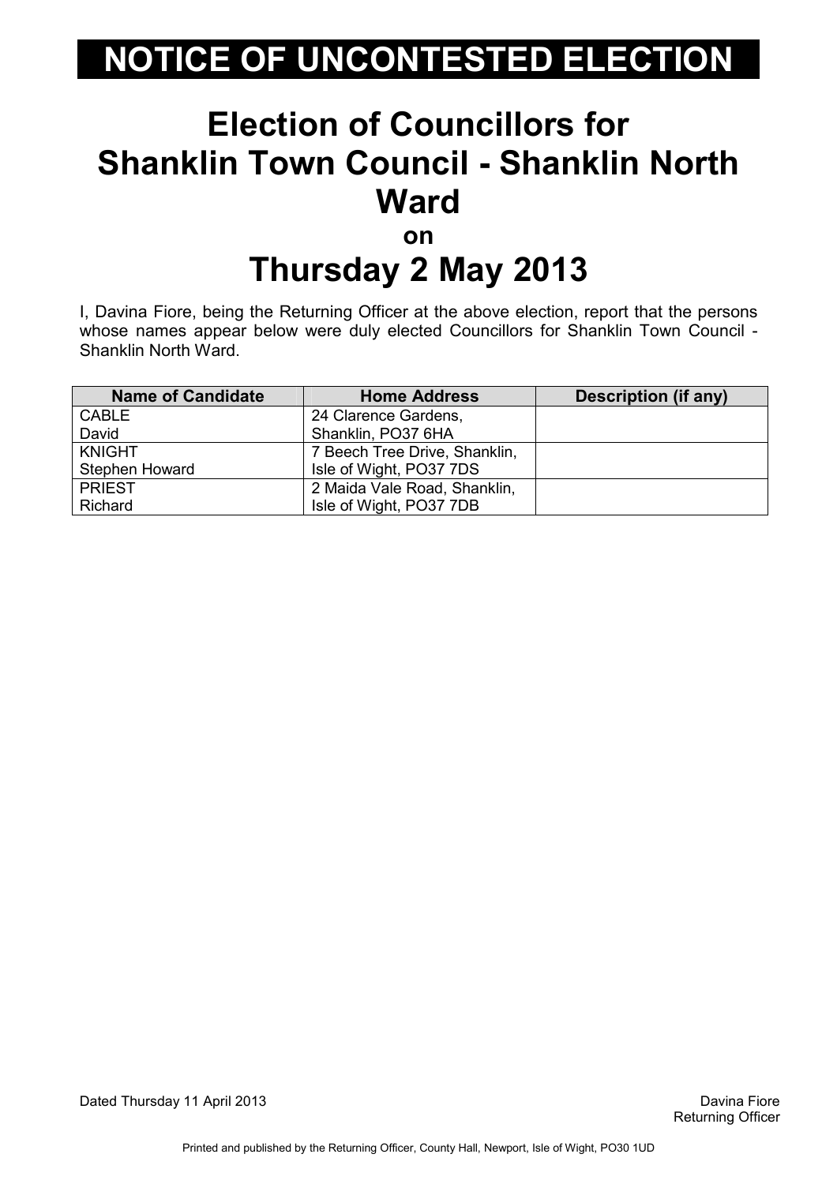# NOTICE OF UNCONTESTED ELECTION

## Election of Councillors for Shanklin Town Council - Shanklin North Ward

### on

## Thursday 2 May 2013

I, Davina Fiore, being the Returning Officer at the above election, report that the persons whose names appear below were duly elected Councillors for Shanklin Town Council - Shanklin North Ward.

| Name of Candidate | Home Address | Description (if any) |
|---|---|---|
| CABLE<br>David | 24 Clarence Gardens,<br>Shanklin, PO37 6HA | |
| KNIGHT<br>Stephen Howard | 7 Beech Tree Drive, Shanklin,<br>Isle of Wight, PO37 7DS | |
| PRIEST<br>Richard | 2 Maida Vale Road, Shanklin,<br>Isle of Wight, PO37 7DB | |

Dated Thursday 11 April 2013

Davina Fiore
Returning Officer

Printed and published by the Returning Officer, County Hall, Newport, Isle of Wight, PO30 1UD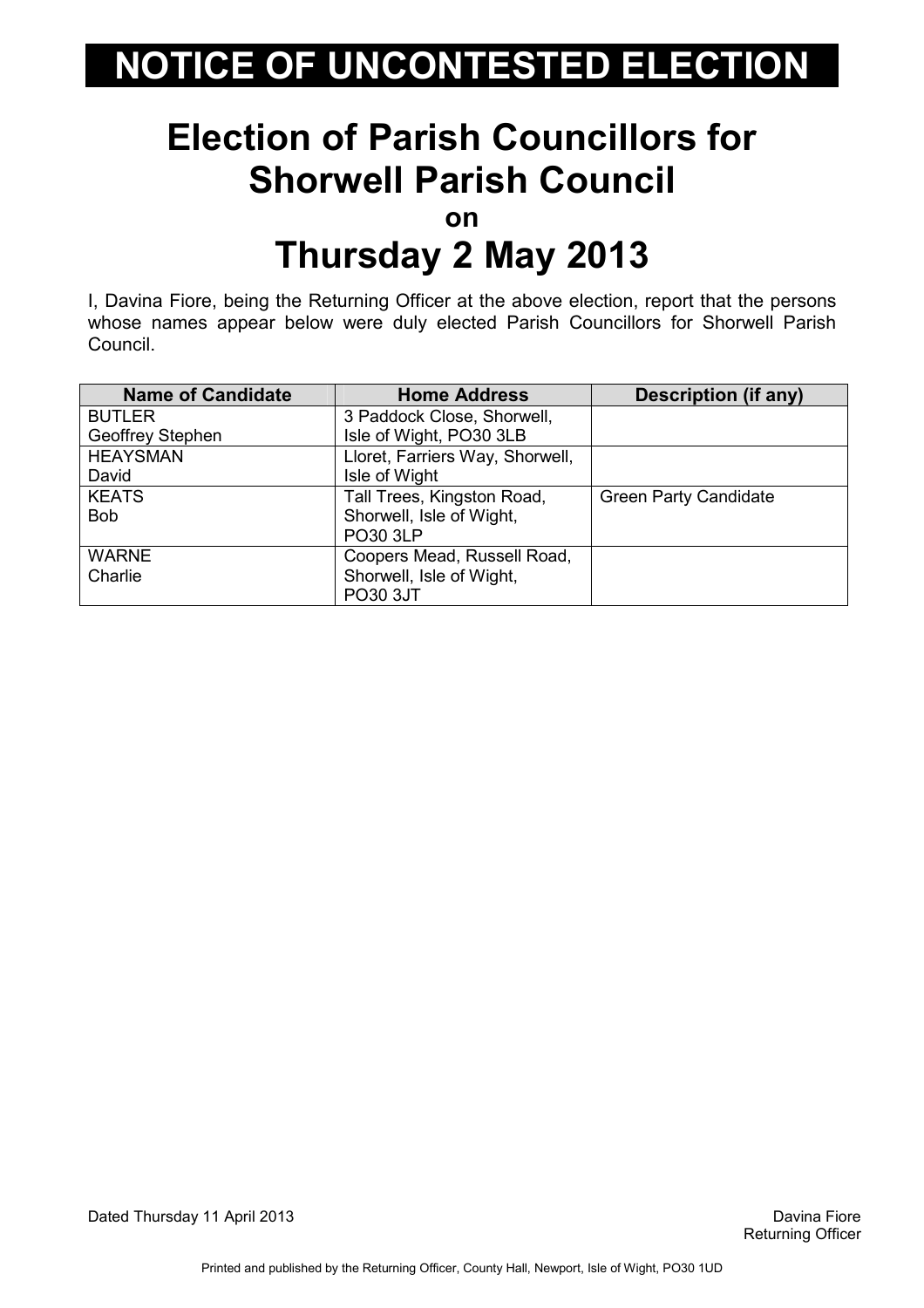# NOTICE OF UNCONTESTED ELECTION

## Election of Parish Councillors for Shorwell Parish Council

**on**

## Thursday 2 May 2013

I, Davina Fiore, being the Returning Officer at the above election, report that the persons whose names appear below were duly elected Parish Councillors for Shorwell Parish Council.

| Name of Candidate | Home Address | Description (if any) |
|---|---|---|
| BUTLER<br>Geoffrey Stephen | 3 Paddock Close, Shorwell, Isle of Wight, PO30 3LB | |
| HEAYSMAN<br>David | Lloret, Farriers Way, Shorwell, Isle of Wight | |
| KEATS<br>Bob | Tall Trees, Kingston Road, Shorwell, Isle of Wight, PO30 3LP | Green Party Candidate |
| WARNE<br>Charlie | Coopers Mead, Russell Road, Shorwell, Isle of Wight, PO30 3JT | |

Dated Thursday 11 April 2013

Davina Fiore
Returning Officer

Printed and published by the Returning Officer, County Hall, Newport, Isle of Wight, PO30 1UD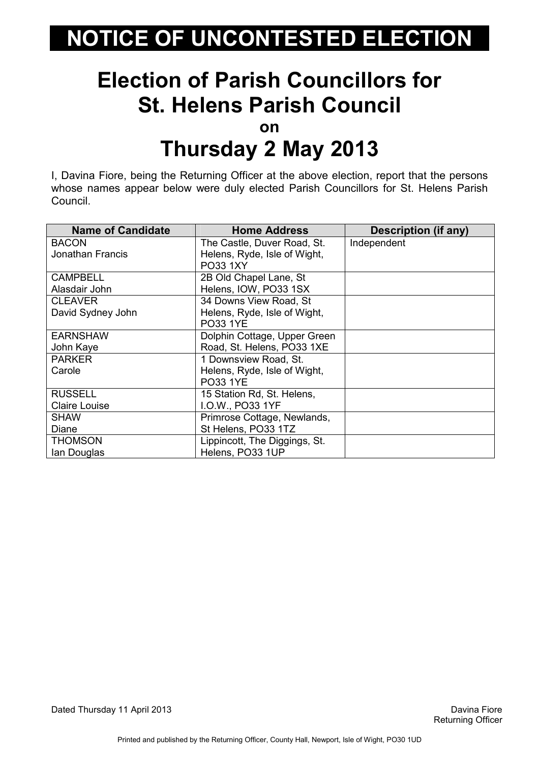# NOTICE OF UNCONTESTED ELECTION

## Election of Parish Councillors for St. Helens Parish Council

**on**

## Thursday 2 May 2013

I, Davina Fiore, being the Returning Officer at the above election, report that the persons whose names appear below were duly elected Parish Councillors for St. Helens Parish Council.

| Name of Candidate | Home Address | Description (if any) |
|---|---|---|
| BACON Jonathan Francis | The Castle, Duver Road, St. Helens, Ryde, Isle of Wight, PO33 1XY | Independent |
| CAMPBELL Alasdair John | 2B Old Chapel Lane, St Helens, IOW, PO33 1SX | |
| CLEAVER David Sydney John | 34 Downs View Road, St Helens, Ryde, Isle of Wight, PO33 1YE | |
| EARNSHAW John Kaye | Dolphin Cottage, Upper Green Road, St. Helens, PO33 1XE | |
| PARKER Carole | 1 Downsview Road, St. Helens, Ryde, Isle of Wight, PO33 1YE | |
| RUSSELL Claire Louise | 15 Station Rd, St. Helens, I.O.W., PO33 1YF | |
| SHAW Diane | Primrose Cottage, Newlands, St Helens, PO33 1TZ | |
| THOMSON Ian Douglas | Lippincott, The Diggings, St. Helens, PO33 1UP | |

Dated Thursday 11 April 2013

Davina Fiore
Returning Officer

Printed and published by the Returning Officer, County Hall, Newport, Isle of Wight, PO30 1UD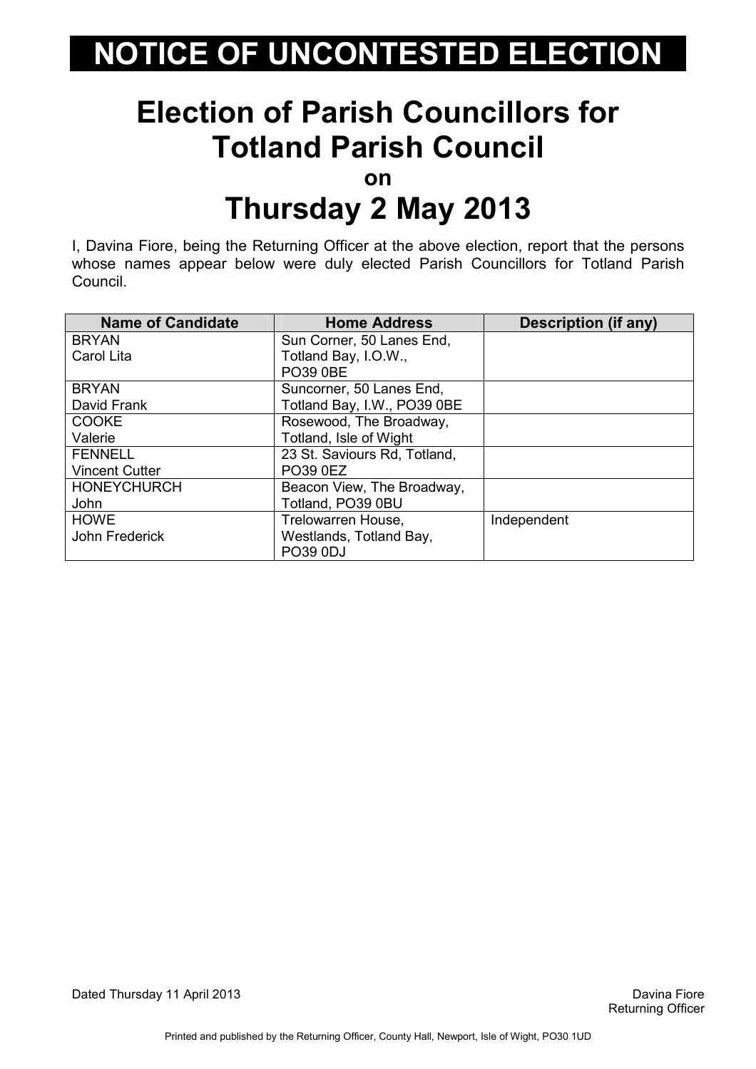# NOTICE OF UNCONTESTED ELECTION

## Election of Parish Councillors for Totland Parish Council

**on**

## Thursday 2 May 2013

I, Davina Fiore, being the Returning Officer at the above election, report that the persons whose names appear below were duly elected Parish Councillors for Totland Parish Council.

| Name of Candidate | Home Address | Description (if any) |
|---|---|---|
| BRYAN<br>Carol Lita | Sun Corner, 50 Lanes End, Totland Bay, I.O.W., PO39 0BE | |
| BRYAN<br>David Frank | Suncorner, 50 Lanes End, Totland Bay, I.W., PO39 0BE | |
| COOKE<br>Valerie | Rosewood, The Broadway, Totland, Isle of Wight | |
| FENNELL<br>Vincent Cutter | 23 St. Saviours Rd, Totland, PO39 0EZ | |
| HONEYCHURCH<br>John | Beacon View, The Broadway, Totland, PO39 0BU | |
| HOWE<br>John Frederick | Trelowarren House, Westlands, Totland Bay, PO39 0DJ | Independent |

Dated Thursday 11 April 2013

Davina Fiore
Returning Officer

Printed and published by the Returning Officer, County Hall, Newport, Isle of Wight, PO30 1UD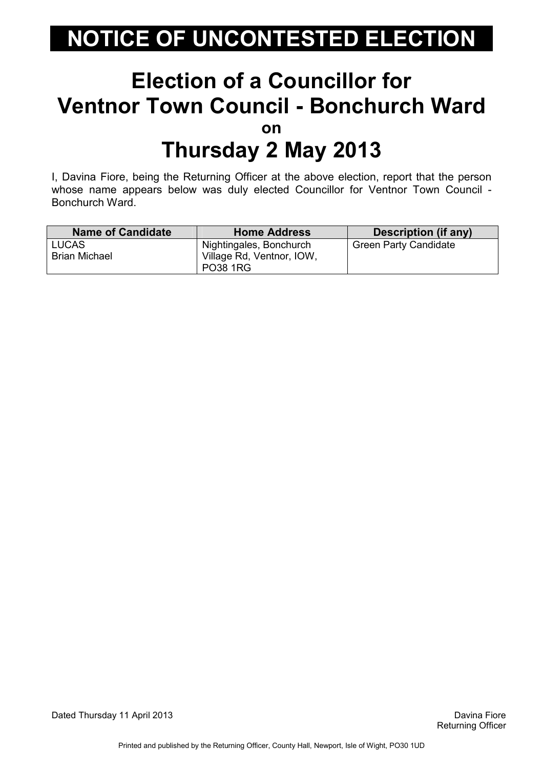# NOTICE OF UNCONTESTED ELECTION

## Election of a Councillor for Ventnor Town Council - Bonchurch Ward

**on**

## Thursday 2 May 2013

I, Davina Fiore, being the Returning Officer at the above election, report that the person whose name appears below was duly elected Councillor for Ventnor Town Council - Bonchurch Ward.

| Name of Candidate | Home Address | Description (if any) |
|---|---|---|
| LUCAS<br>Brian Michael | Nightingales, Bonchurch Village Rd, Ventnor, IOW, PO38 1RG | Green Party Candidate |

Dated Thursday 11 April 2013

Davina Fiore
Returning Officer

Printed and published by the Returning Officer, County Hall, Newport, Isle of Wight, PO30 1UD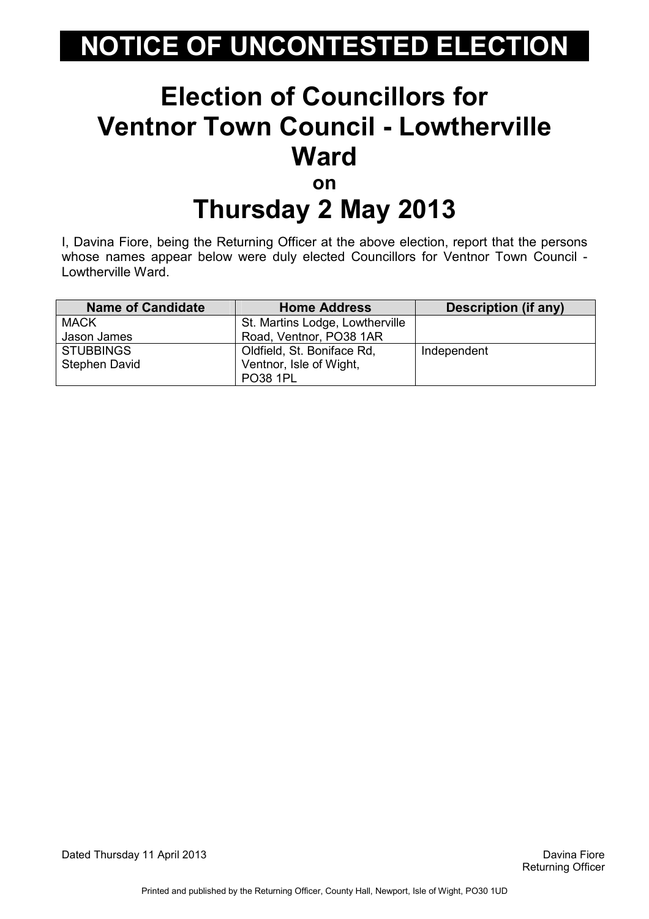# NOTICE OF UNCONTESTED ELECTION

## Election of Councillors for Ventnor Town Council - Lowtherville Ward

**on**

## Thursday 2 May 2013

I, Davina Fiore, being the Returning Officer at the above election, report that the persons whose names appear below were duly elected Councillors for Ventnor Town Council - Lowtherville Ward.

| Name of Candidate | Home Address | Description (if any) |
|---|---|---|
| MACK<br>Jason James | St. Martins Lodge, Lowtherville Road, Ventnor, PO38 1AR | |
| STUBBINGS<br>Stephen David | Oldfield, St. Boniface Rd, Ventnor, Isle of Wight, PO38 1PL | Independent |

Dated Thursday 11 April 2013

Davina Fiore
Returning Officer

Printed and published by the Returning Officer, County Hall, Newport, Isle of Wight, PO30 1UD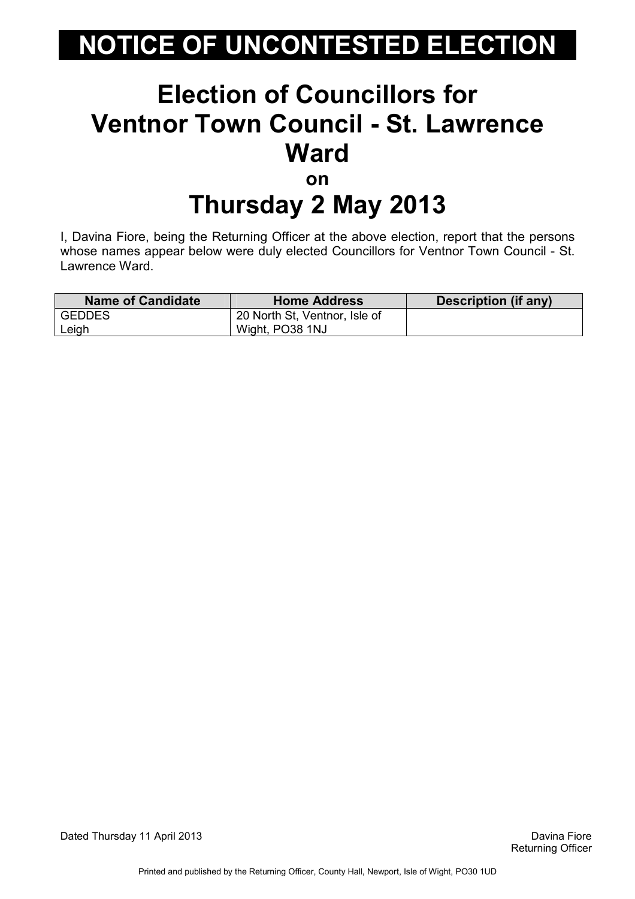# NOTICE OF UNCONTESTED ELECTION

## Election of Councillors for Ventnor Town Council - St. Lawrence Ward

**on**

## Thursday 2 May 2013

I, Davina Fiore, being the Returning Officer at the above election, report that the persons whose names appear below were duly elected Councillors for Ventnor Town Council - St. Lawrence Ward.

| Name of Candidate | Home Address | Description (if any) |
|---|---|---|
| GEDDES Leigh | 20 North St, Ventnor, Isle of Wight, PO38 1NJ | |

Dated Thursday 11 April 2013

Davina Fiore
Returning Officer

Printed and published by the Returning Officer, County Hall, Newport, Isle of Wight, PO30 1UD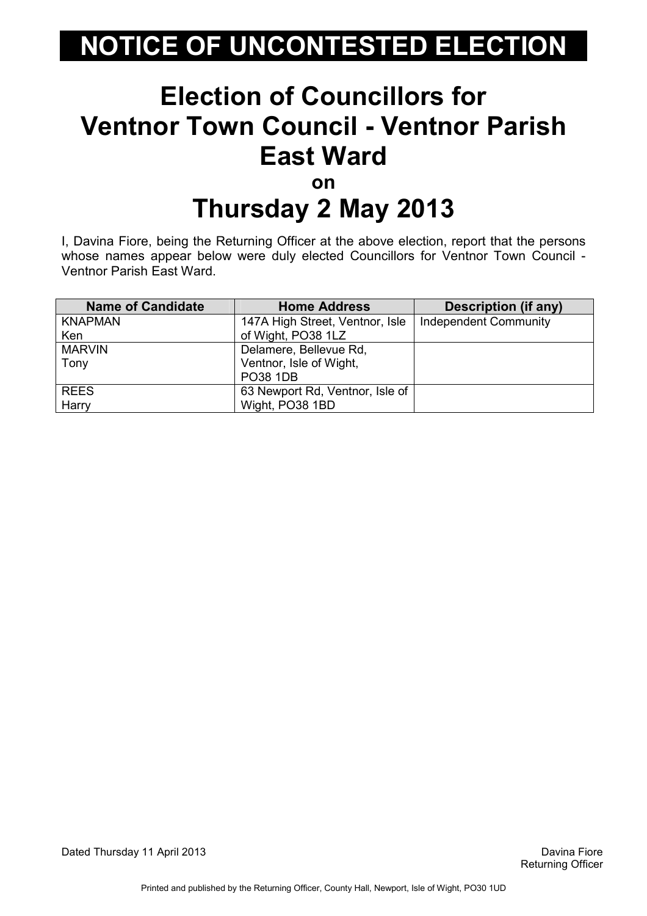# NOTICE OF UNCONTESTED ELECTION

## Election of Councillors for Ventnor Town Council - Ventnor Parish East Ward

**on**

## Thursday 2 May 2013

I, Davina Fiore, being the Returning Officer at the above election, report that the persons whose names appear below were duly elected Councillors for Ventnor Town Council - Ventnor Parish East Ward.

| Name of Candidate | Home Address | Description (if any) |
|---|---|---|
| KNAPMAN Ken | 147A High Street, Ventnor, Isle of Wight, PO38 1LZ | Independent Community |
| MARVIN Tony | Delamere, Bellevue Rd, Ventnor, Isle of Wight, PO38 1DB | |
| REES Harry | 63 Newport Rd, Ventnor, Isle of Wight, PO38 1BD | |

Dated Thursday 11 April 2013

Davina Fiore
Returning Officer

Printed and published by the Returning Officer, County Hall, Newport, Isle of Wight, PO30 1UD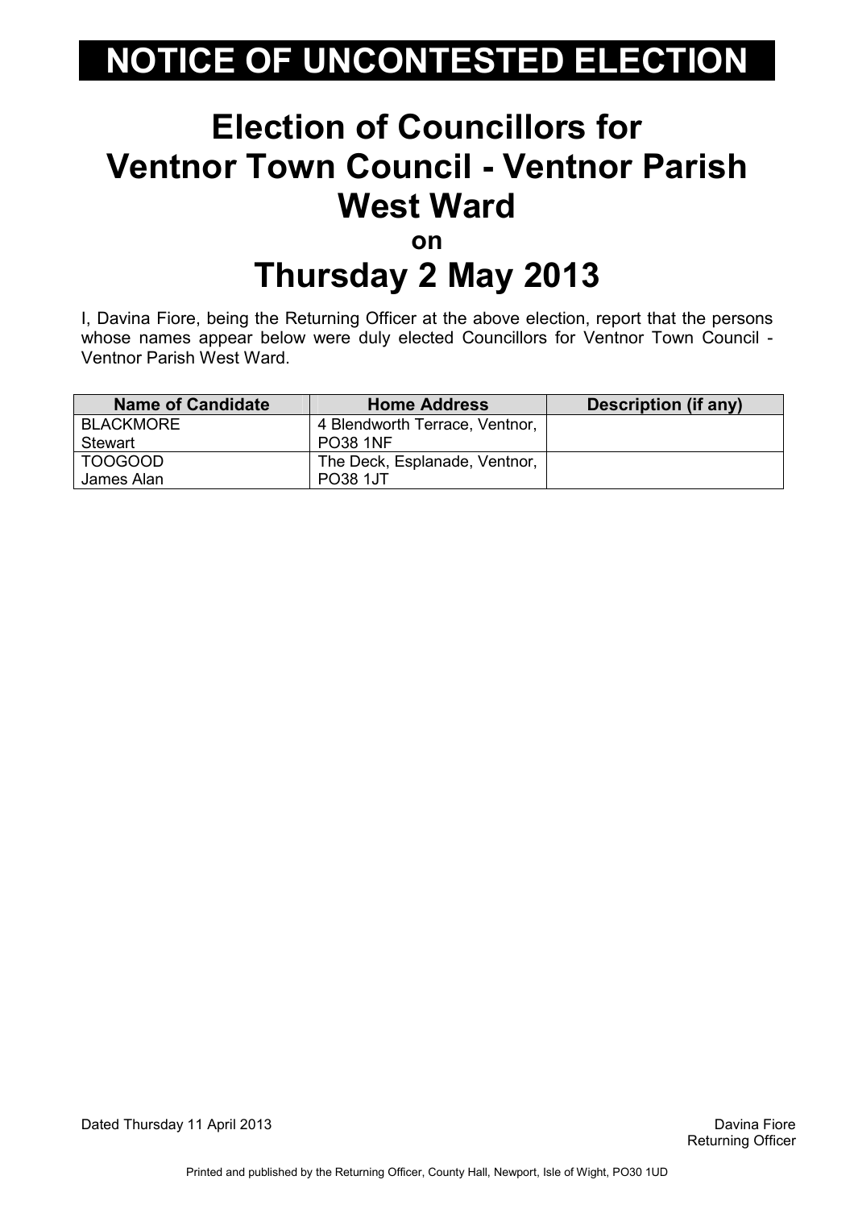# NOTICE OF UNCONTESTED ELECTION

## Election of Councillors for Ventnor Town Council - Ventnor Parish West Ward

**on**

## Thursday 2 May 2013

I, Davina Fiore, being the Returning Officer at the above election, report that the persons whose names appear below were duly elected Councillors for Ventnor Town Council - Ventnor Parish West Ward.

| Name of Candidate | Home Address | Description (if any) |
|---|---|---|
| BLACKMORE Stewart | 4 Blendworth Terrace, Ventnor, PO38 1NF | |
| TOOGOOD James Alan | The Deck, Esplanade, Ventnor, PO38 1JT | |

Dated Thursday 11 April 2013

Davina Fiore
Returning Officer

Printed and published by the Returning Officer, County Hall, Newport, Isle of Wight, PO30 1UD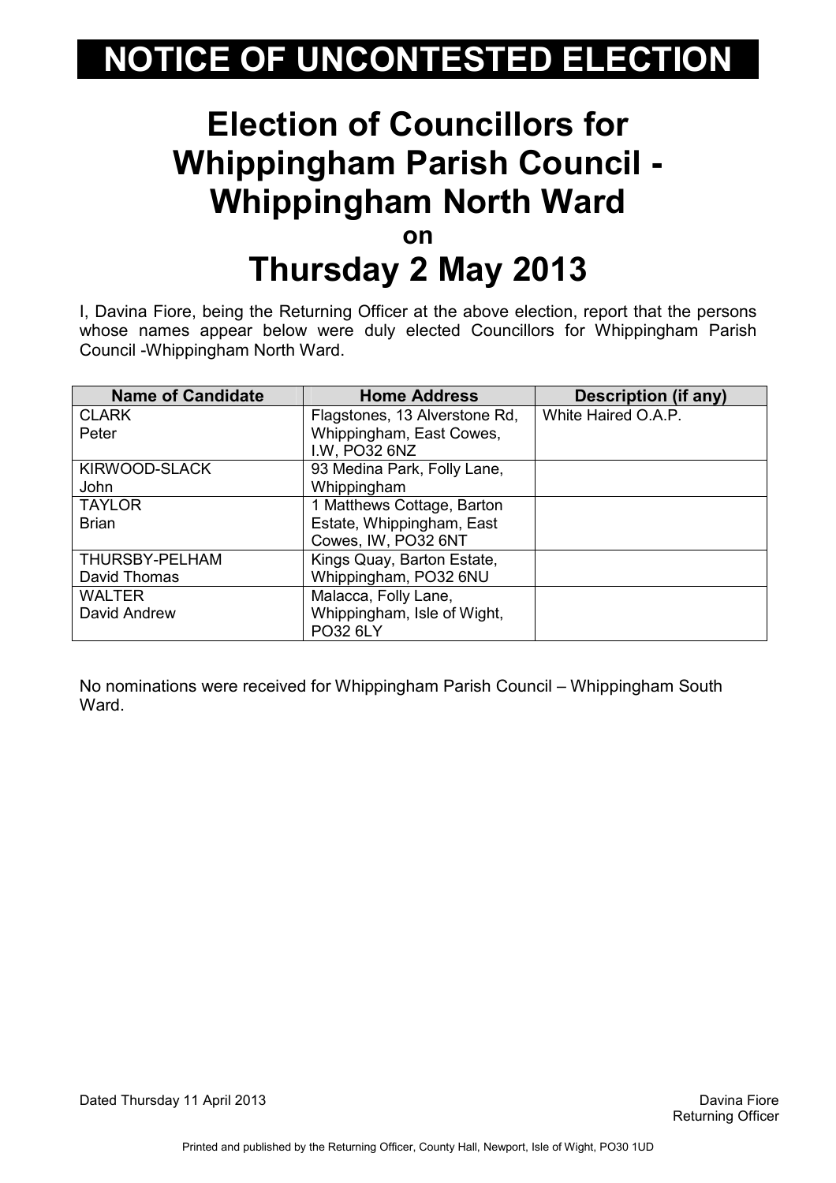# NOTICE OF UNCONTESTED ELECTION

## Election of Councillors for Whippingham Parish Council - Whippingham North Ward

**on**

## Thursday 2 May 2013

I, Davina Fiore, being the Returning Officer at the above election, report that the persons whose names appear below were duly elected Councillors for Whippingham Parish Council -Whippingham North Ward.

| Name of Candidate | Home Address | Description (if any) |
| --- | --- | --- |
| CLARK<br>Peter | Flagstones, 13 Alverstone Rd, Whippingham, East Cowes, I.W, PO32 6NZ | White Haired O.A.P. |
| KIRWOOD-SLACK<br>John | 93 Medina Park, Folly Lane, Whippingham | |
| TAYLOR<br>Brian | 1 Matthews Cottage, Barton Estate, Whippingham, East Cowes, IW, PO32 6NT | |
| THURSBY-PELHAM<br>David Thomas | Kings Quay, Barton Estate, Whippingham, PO32 6NU | |
| WALTER<br>David Andrew | Malacca, Folly Lane, Whippingham, Isle of Wight, PO32 6LY | |

No nominations were received for Whippingham Parish Council – Whippingham South Ward.

Dated Thursday 11 April 2013

Davina Fiore
Returning Officer

Printed and published by the Returning Officer, County Hall, Newport, Isle of Wight, PO30 1UD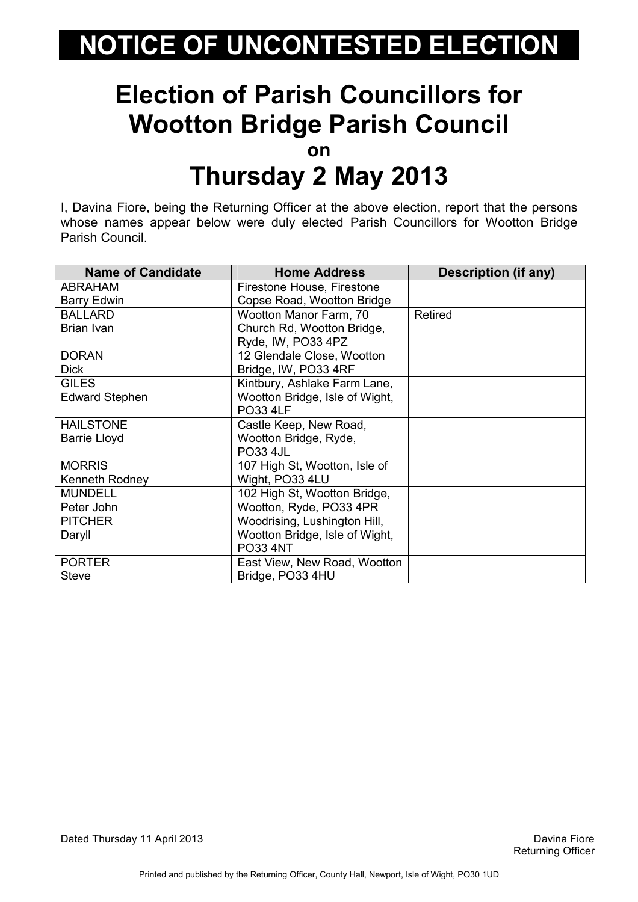# NOTICE OF UNCONTESTED ELECTION

## Election of Parish Councillors for Wootton Bridge Parish Council

**on**

## Thursday 2 May 2013

I, Davina Fiore, being the Returning Officer at the above election, report that the persons whose names appear below were duly elected Parish Councillors for Wootton Bridge Parish Council.

| Name of Candidate | Home Address | Description (if any) |
|---|---|---|
| ABRAHAM Barry Edwin | Firestone House, Firestone Copse Road, Wootton Bridge | |
| BALLARD Brian Ivan | Wootton Manor Farm, 70 Church Rd, Wootton Bridge, Ryde, IW, PO33 4PZ | Retired |
| DORAN Dick | 12 Glendale Close, Wootton Bridge, IW, PO33 4RF | |
| GILES Edward Stephen | Kintbury, Ashlake Farm Lane, Wootton Bridge, Isle of Wight, PO33 4LF | |
| HAILSTONE Barrie Lloyd | Castle Keep, New Road, Wootton Bridge, Ryde, PO33 4JL | |
| MORRIS Kenneth Rodney | 107 High St, Wootton, Isle of Wight, PO33 4LU | |
| MUNDELL Peter John | 102 High St, Wootton Bridge, Wootton, Ryde, PO33 4PR | |
| PITCHER Daryll | Woodrising, Lushington Hill, Wootton Bridge, Isle of Wight, PO33 4NT | |
| PORTER Steve | East View, New Road, Wootton Bridge, PO33 4HU | |

Dated Thursday 11 April 2013

Davina Fiore
Returning Officer

Printed and published by the Returning Officer, County Hall, Newport, Isle of Wight, PO30 1UD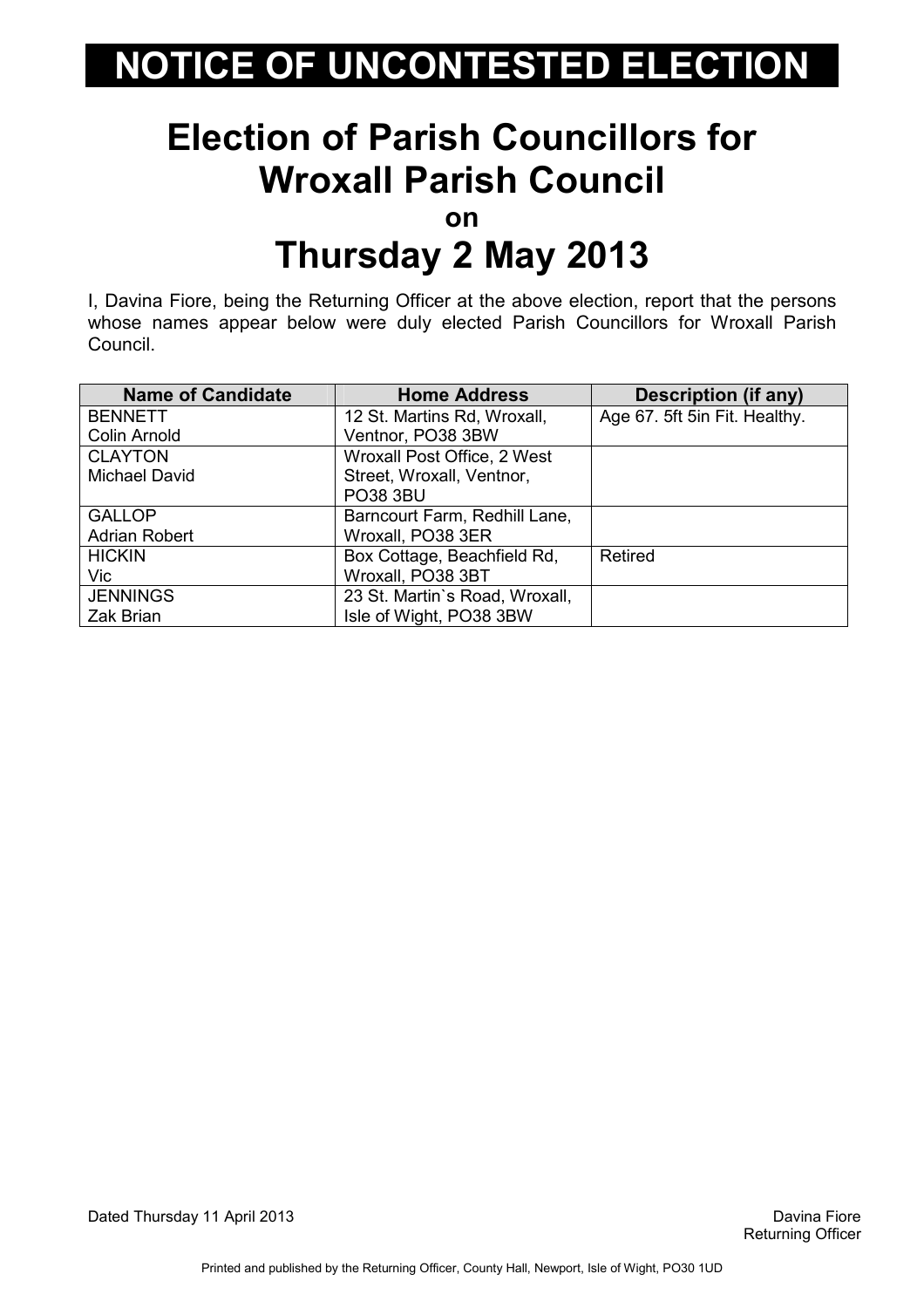# NOTICE OF UNCONTESTED ELECTION

## Election of Parish Councillors for Wroxall Parish Council

**on**

## Thursday 2 May 2013

I, Davina Fiore, being the Returning Officer at the above election, report that the persons whose names appear below were duly elected Parish Councillors for Wroxall Parish Council.

| Name of Candidate | Home Address | Description (if any) |
|---|---|---|
| BENNETT<br>Colin Arnold | 12 St. Martins Rd, Wroxall, Ventnor, PO38 3BW | Age 67. 5ft 5in Fit. Healthy. |
| CLAYTON<br>Michael David | Wroxall Post Office, 2 West Street, Wroxall, Ventnor, PO38 3BU | |
| GALLOP<br>Adrian Robert | Barncourt Farm, Redhill Lane, Wroxall, PO38 3ER | |
| HICKIN<br>Vic | Box Cottage, Beachfield Rd, Wroxall, PO38 3BT | Retired |
| JENNINGS<br>Zak Brian | 23 St. Martin`s Road, Wroxall, Isle of Wight, PO38 3BW | |

Dated Thursday 11 April 2013

Davina Fiore
Returning Officer

Printed and published by the Returning Officer, County Hall, Newport, Isle of Wight, PO30 1UD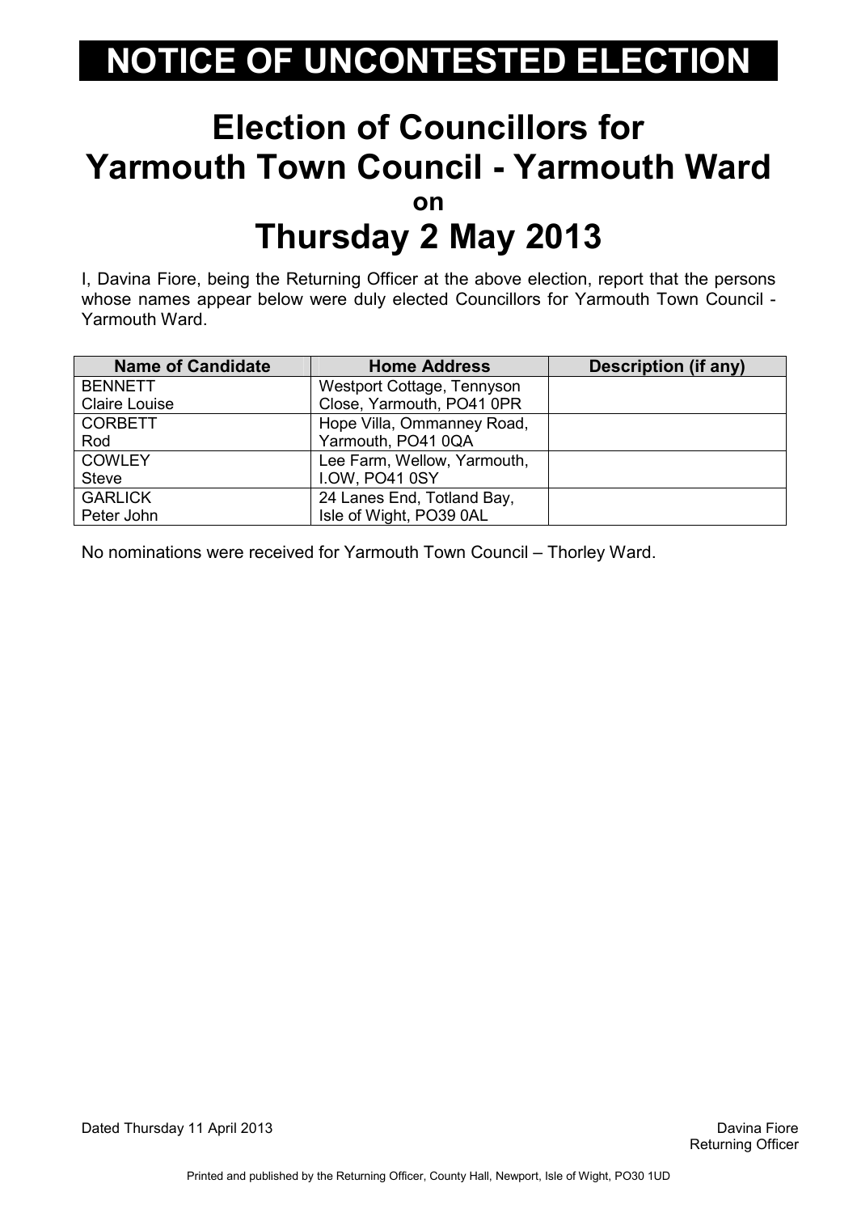# NOTICE OF UNCONTESTED ELECTION

## Election of Councillors for Yarmouth Town Council - Yarmouth Ward

**on**

## Thursday 2 May 2013

I, Davina Fiore, being the Returning Officer at the above election, report that the persons whose names appear below were duly elected Councillors for Yarmouth Town Council - Yarmouth Ward.

| Name of Candidate | Home Address | Description (if any) |
|---|---|---|
| BENNETT Claire Louise | Westport Cottage, Tennyson Close, Yarmouth, PO41 0PR | |
| CORBETT Rod | Hope Villa, Ommanney Road, Yarmouth, PO41 0QA | |
| COWLEY Steve | Lee Farm, Wellow, Yarmouth, I.OW, PO41 0SY | |
| GARLICK Peter John | 24 Lanes End, Totland Bay, Isle of Wight, PO39 0AL | |

No nominations were received for Yarmouth Town Council – Thorley Ward.

Dated Thursday 11 April 2013

Davina Fiore
Returning Officer

Printed and published by the Returning Officer, County Hall, Newport, Isle of Wight, PO30 1UD